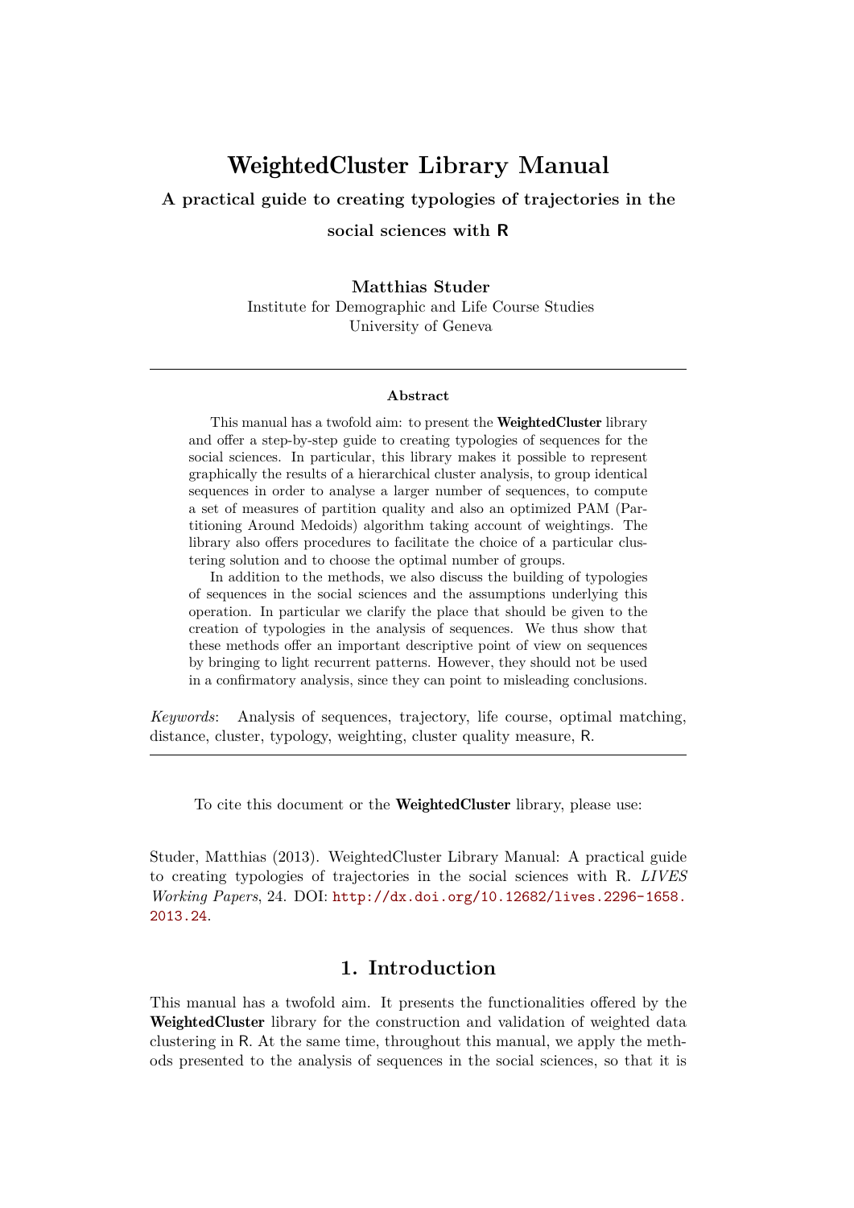# WeightedCluster Library Manual

**A practical guide to creating typologies of trajectories in the social sciences with R**

**Matthias Studer**
Institute for Demographic and Life Course Studies
University of Geneva

---

**Abstract**

This manual has a twofold aim: to present the **WeightedCluster** library and offer a step-by-step guide to creating typologies of sequences for the social sciences. In particular, this library makes it possible to represent graphically the results of a hierarchical cluster analysis, to group identical sequences in order to analyse a larger number of sequences, to compute a set of measures of partition quality and also an optimized PAM (Partitioning Around Medoids) algorithm taking account of weightings. The library also offers procedures to facilitate the choice of a particular clustering solution and to choose the optimal number of groups.

In addition to the methods, we also discuss the building of typologies of sequences in the social sciences and the assumptions underlying this operation. In particular we clarify the place that should be given to the creation of typologies in the analysis of sequences. We thus show that these methods offer an important descriptive point of view on sequences by bringing to light recurrent patterns. However, they should not be used in a confirmatory analysis, since they can point to misleading conclusions.

*Keywords*: Analysis of sequences, trajectory, life course, optimal matching, distance, cluster, typology, weighting, cluster quality measure, R.

---

To cite this document or the **WeightedCluster** library, please use:

Studer, Matthias (2013). WeightedCluster Library Manual: A practical guide to creating typologies of trajectories in the social sciences with R. *LIVES Working Papers*, 24. DOI: http://dx.doi.org/10.12682/lives.2296-1658.2013.24.

## 1. Introduction

This manual has a twofold aim. It presents the functionalities offered by the **WeightedCluster** library for the construction and validation of weighted data clustering in R. At the same time, throughout this manual, we apply the methods presented to the analysis of sequences in the social sciences, so that it is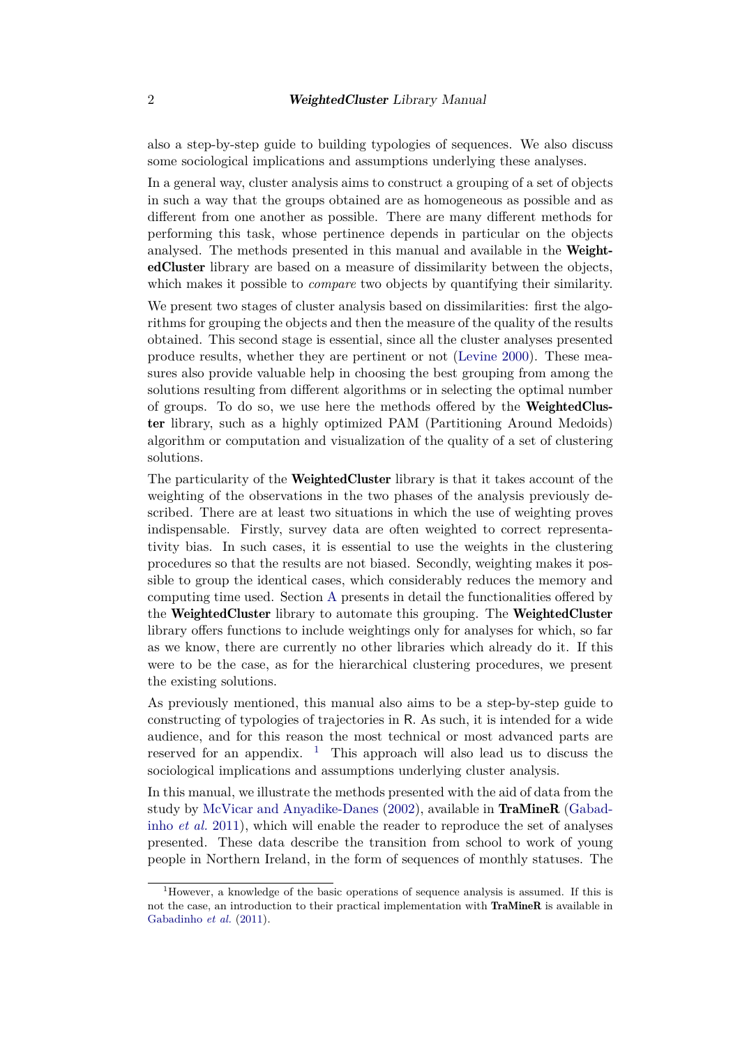also a step-by-step guide to building typologies of sequences. We also discuss some sociological implications and assumptions underlying these analyses.

In a general way, cluster analysis aims to construct a grouping of a set of objects in such a way that the groups obtained are as homogeneous as possible and as different from one another as possible. There are many different methods for performing this task, whose pertinence depends in particular on the objects analysed. The methods presented in this manual and available in the **WeightedCluster** library are based on a measure of dissimilarity between the objects, which makes it possible to *compare* two objects by quantifying their similarity.

We present two stages of cluster analysis based on dissimilarities: first the algorithms for grouping the objects and then the measure of the quality of the results obtained. This second stage is essential, since all the cluster analyses presented produce results, whether they are pertinent or not (Levine 2000). These measures also provide valuable help in choosing the best grouping from among the solutions resulting from different algorithms or in selecting the optimal number of groups. To do so, we use here the methods offered by the **WeightedCluster** library, such as a highly optimized PAM (Partitioning Around Medoids) algorithm or computation and visualization of the quality of a set of clustering solutions.

The particularity of the **WeightedCluster** library is that it takes account of the weighting of the observations in the two phases of the analysis previously described. There are at least two situations in which the use of weighting proves indispensable. Firstly, survey data are often weighted to correct representativity bias. In such cases, it is essential to use the weights in the clustering procedures so that the results are not biased. Secondly, weighting makes it possible to group the identical cases, which considerably reduces the memory and computing time used. Section A presents in detail the functionalities offered by the **WeightedCluster** library to automate this grouping. The **WeightedCluster** library offers functions to include weightings only for analyses for which, so far as we know, there are currently no other libraries which already do it. If this were to be the case, as for the hierarchical clustering procedures, we present the existing solutions.

As previously mentioned, this manual also aims to be a step-by-step guide to constructing of typologies of trajectories in R. As such, it is intended for a wide audience, and for this reason the most technical or most advanced parts are reserved for an appendix. [1] This approach will also lead us to discuss the sociological implications and assumptions underlying cluster analysis.

In this manual, we illustrate the methods presented with the aid of data from the study by McVicar and Anyadike-Danes (2002), available in **TraMineR** (Gabadinho *et al.* 2011), which will enable the reader to reproduce the set of analyses presented. These data describe the transition from school to work of young people in Northern Ireland, in the form of sequences of monthly statuses. The

[1] However, a knowledge of the basic operations of sequence analysis is assumed. If this is not the case, an introduction to their practical implementation with **TraMineR** is available in Gabadinho *et al.* (2011).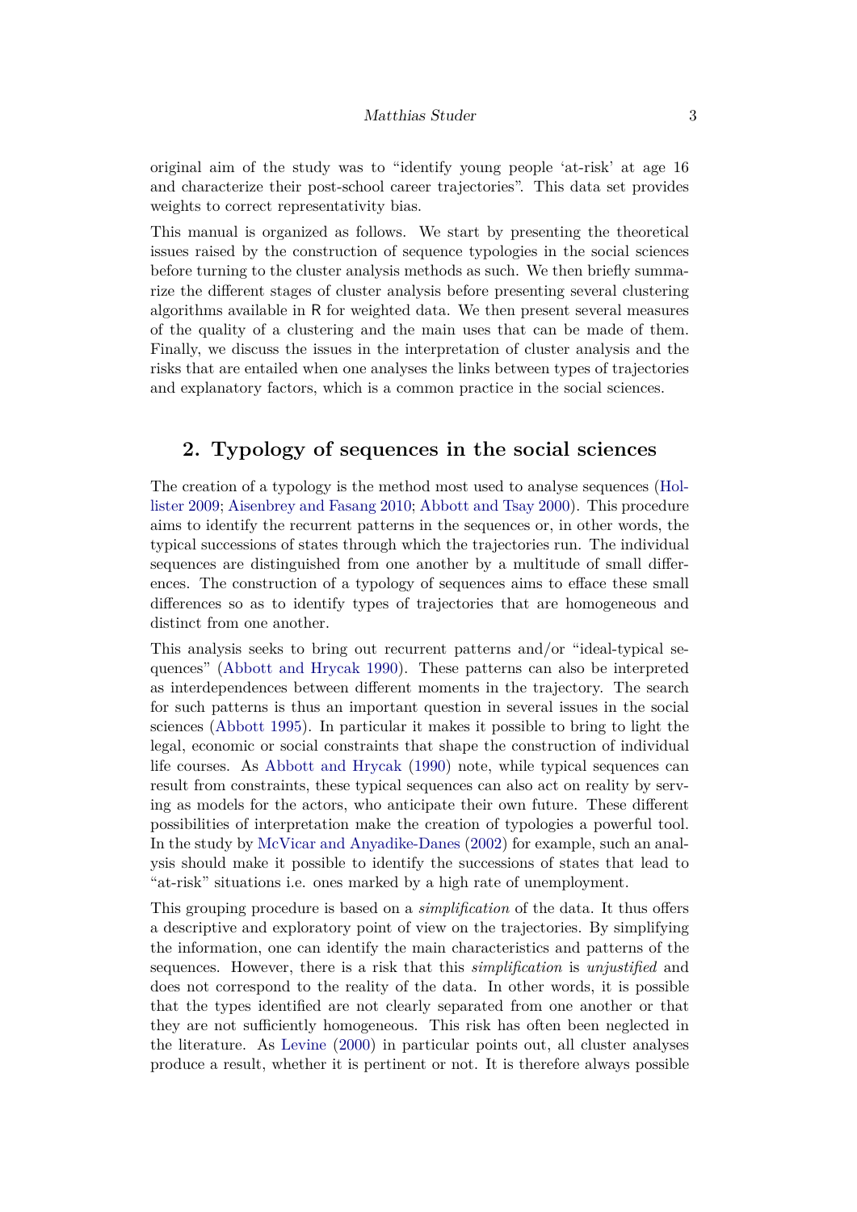original aim of the study was to "identify young people 'at-risk' at age 16 and characterize their post-school career trajectories". This data set provides weights to correct representativity bias.

This manual is organized as follows. We start by presenting the theoretical issues raised by the construction of sequence typologies in the social sciences before turning to the cluster analysis methods as such. We then briefly summarize the different stages of cluster analysis before presenting several clustering algorithms available in R for weighted data. We then present several measures of the quality of a clustering and the main uses that can be made of them. Finally, we discuss the issues in the interpretation of cluster analysis and the risks that are entailed when one analyses the links between types of trajectories and explanatory factors, which is a common practice in the social sciences.

## 2. Typology of sequences in the social sciences

The creation of a typology is the method most used to analyse sequences (Hollister 2009; Aisenbrey and Fasang 2010; Abbott and Tsay 2000). This procedure aims to identify the recurrent patterns in the sequences or, in other words, the typical successions of states through which the trajectories run. The individual sequences are distinguished from one another by a multitude of small differences. The construction of a typology of sequences aims to efface these small differences so as to identify types of trajectories that are homogeneous and distinct from one another.

This analysis seeks to bring out recurrent patterns and/or "ideal-typical sequences" (Abbott and Hrycak 1990). These patterns can also be interpreted as interdependences between different moments in the trajectory. The search for such patterns is thus an important question in several issues in the social sciences (Abbott 1995). In particular it makes it possible to bring to light the legal, economic or social constraints that shape the construction of individual life courses. As Abbott and Hrycak (1990) note, while typical sequences can result from constraints, these typical sequences can also act on reality by serving as models for the actors, who anticipate their own future. These different possibilities of interpretation make the creation of typologies a powerful tool. In the study by McVicar and Anyadike-Danes (2002) for example, such an analysis should make it possible to identify the successions of states that lead to "at-risk" situations i.e. ones marked by a high rate of unemployment.

This grouping procedure is based on a *simplification* of the data. It thus offers a descriptive and exploratory point of view on the trajectories. By simplifying the information, one can identify the main characteristics and patterns of the sequences. However, there is a risk that this *simplification* is *unjustified* and does not correspond to the reality of the data. In other words, it is possible that the types identified are not clearly separated from one another or that they are not sufficiently homogeneous. This risk has often been neglected in the literature. As Levine (2000) in particular points out, all cluster analyses produce a result, whether it is pertinent or not. It is therefore always possible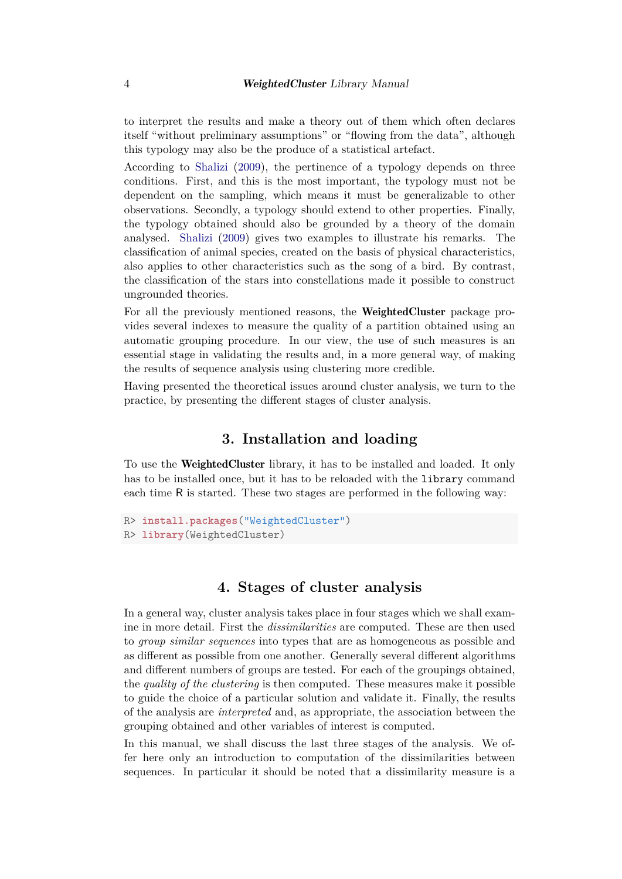to interpret the results and make a theory out of them which often declares itself "without preliminary assumptions" or "flowing from the data", although this typology may also be the produce of a statistical artefact.

According to Shalizi (2009), the pertinence of a typology depends on three conditions. First, and this is the most important, the typology must not be dependent on the sampling, which means it must be generalizable to other observations. Secondly, a typology should extend to other properties. Finally, the typology obtained should also be grounded by a theory of the domain analysed. Shalizi (2009) gives two examples to illustrate his remarks. The classification of animal species, created on the basis of physical characteristics, also applies to other characteristics such as the song of a bird. By contrast, the classification of the stars into constellations made it possible to construct ungrounded theories.

For all the previously mentioned reasons, the **WeightedCluster** package provides several indexes to measure the quality of a partition obtained using an automatic grouping procedure. In our view, the use of such measures is an essential stage in validating the results and, in a more general way, of making the results of sequence analysis using clustering more credible.

Having presented the theoretical issues around cluster analysis, we turn to the practice, by presenting the different stages of cluster analysis.

# 3. Installation and loading

To use the **WeightedCluster** library, it has to be installed and loaded. It only has to be installed once, but it has to be reloaded with the `library` command each time R is started. These two stages are performed in the following way:

```
R> install.packages("WeightedCluster")
R> library(WeightedCluster)
```

# 4. Stages of cluster analysis

In a general way, cluster analysis takes place in four stages which we shall examine in more detail. First the *dissimilarities* are computed. These are then used to *group similar sequences* into types that are as homogeneous as possible and as different as possible from one another. Generally several different algorithms and different numbers of groups are tested. For each of the groupings obtained, the *quality of the clustering* is then computed. These measures make it possible to guide the choice of a particular solution and validate it. Finally, the results of the analysis are *interpreted* and, as appropriate, the association between the grouping obtained and other variables of interest is computed.

In this manual, we shall discuss the last three stages of the analysis. We offer here only an introduction to computation of the dissimilarities between sequences. In particular it should be noted that a dissimilarity measure is a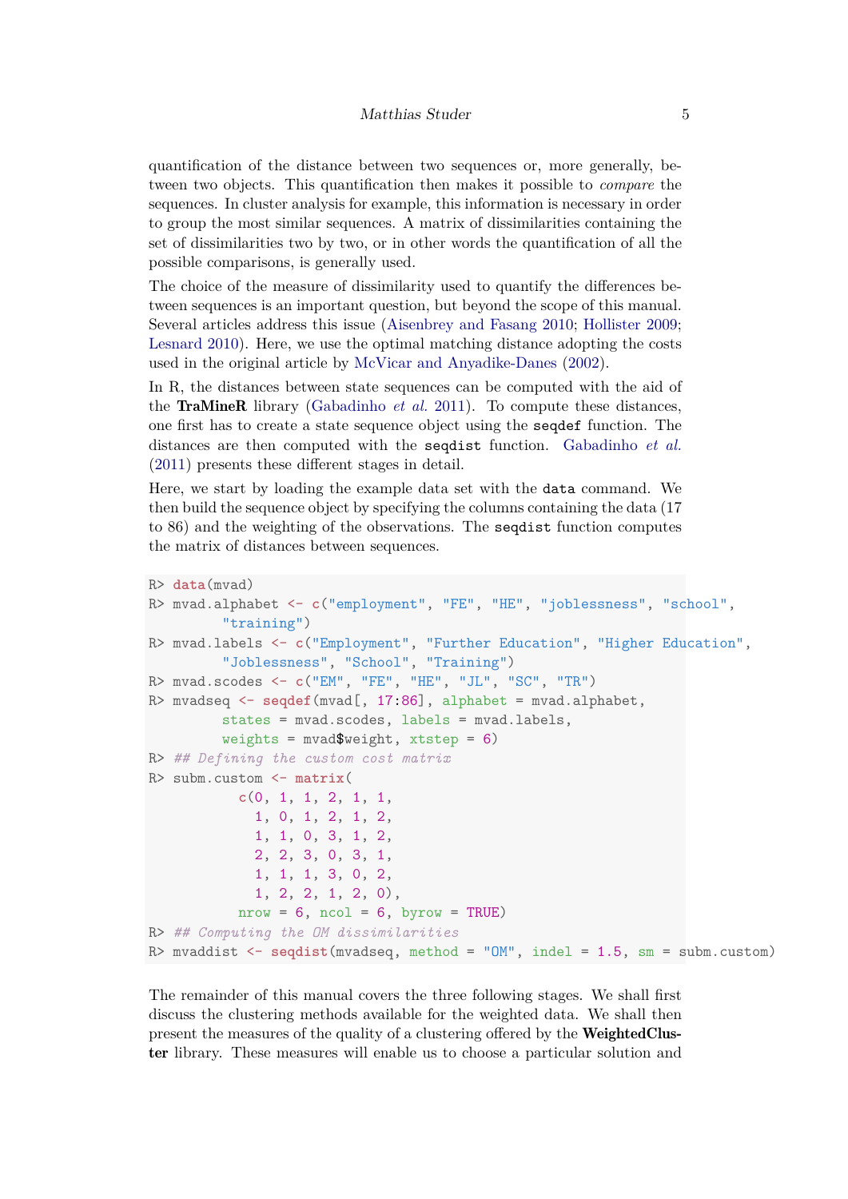quantification of the distance between two sequences or, more generally, between two objects. This quantification then makes it possible to *compare* the sequences. In cluster analysis for example, this information is necessary in order to group the most similar sequences. A matrix of dissimilarities containing the set of dissimilarities two by two, or in other words the quantification of all the possible comparisons, is generally used.

The choice of the measure of dissimilarity used to quantify the differences between sequences is an important question, but beyond the scope of this manual. Several articles address this issue (Aisenbrey and Fasang 2010; Hollister 2009; Lesnard 2010). Here, we use the optimal matching distance adopting the costs used in the original article by McVicar and Anyadike-Danes (2002).

In R, the distances between state sequences can be computed with the aid of the **TraMineR** library (Gabadinho *et al.* 2011). To compute these distances, one first has to create a state sequence object using the `seqdef` function. The distances are then computed with the `seqdist` function. Gabadinho *et al.* (2011) presents these different stages in detail.

Here, we start by loading the example data set with the `data` command. We then build the sequence object by specifying the columns containing the data (17 to 86) and the weighting of the observations. The `seqdist` function computes the matrix of distances between sequences.

```
R> data(mvad)
R> mvad.alphabet <- c("employment", "FE", "HE", "joblessness", "school",
        "training")
R> mvad.labels <- c("Employment", "Further Education", "Higher Education",
        "Joblessness", "School", "Training")
R> mvad.scodes <- c("EM", "FE", "HE", "JL", "SC", "TR")
R> mvadseq <- seqdef(mvad[, 17:86], alphabet = mvad.alphabet,
        states = mvad.scodes, labels = mvad.labels,
        weights = mvad$weight, xtstep = 6)
R> ## Defining the custom cost matrix
R> subm.custom <- matrix(
          c(0, 1, 1, 2, 1, 1,
            1, 0, 1, 2, 1, 2,
            1, 1, 0, 3, 1, 2,
            2, 2, 3, 0, 3, 1,
            1, 1, 1, 3, 0, 2,
            1, 2, 2, 1, 2, 0),
          nrow = 6, ncol = 6, byrow = TRUE)
R> ## Computing the OM dissimilarities
R> mvaddist <- seqdist(mvadseq, method = "OM", indel = 1.5, sm = subm.custom)
```

The remainder of this manual covers the three following stages. We shall first discuss the clustering methods available for the weighted data. We shall then present the measures of the quality of a clustering offered by the **WeightedCluster** library. These measures will enable us to choose a particular solution and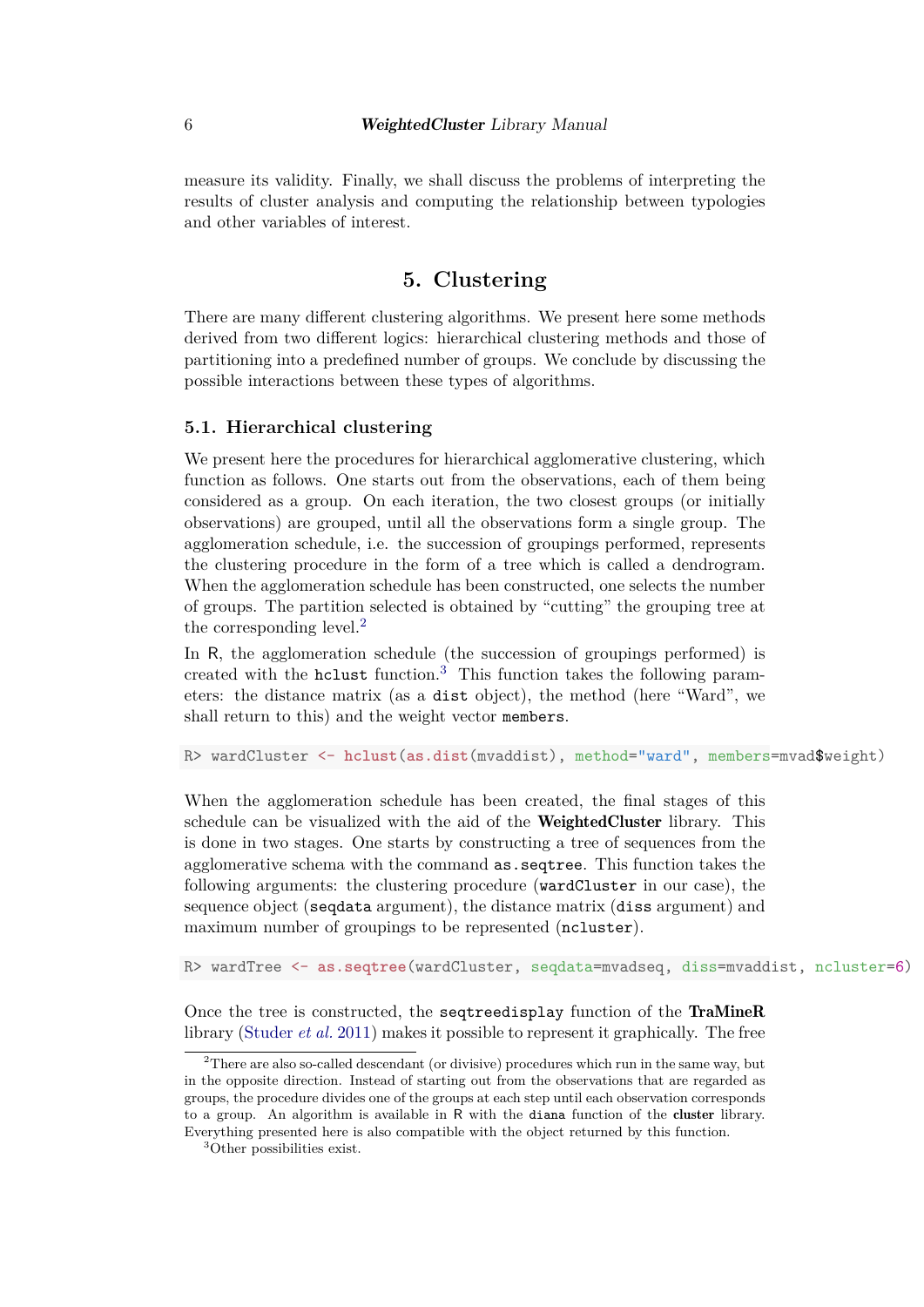measure its validity. Finally, we shall discuss the problems of interpreting the results of cluster analysis and computing the relationship between typologies and other variables of interest.

# 5. Clustering

There are many different clustering algorithms. We present here some methods derived from two different logics: hierarchical clustering methods and those of partitioning into a predefined number of groups. We conclude by discussing the possible interactions between these types of algorithms.

## 5.1. Hierarchical clustering

We present here the procedures for hierarchical agglomerative clustering, which function as follows. One starts out from the observations, each of them being considered as a group. On each iteration, the two closest groups (or initially observations) are grouped, until all the observations form a single group. The agglomeration schedule, i.e. the succession of groupings performed, represents the clustering procedure in the form of a tree which is called a dendrogram. When the agglomeration schedule has been constructed, one selects the number of groups. The partition selected is obtained by "cutting" the grouping tree at the corresponding level.[2]

In R, the agglomeration schedule (the succession of groupings performed) is created with the `hclust` function.[3] This function takes the following parameters: the distance matrix (as a `dist` object), the method (here "Ward", we shall return to this) and the weight vector `members`.

```
R> wardCluster <- hclust(as.dist(mvaddist), method="ward", members=mvad$weight)
```

When the agglomeration schedule has been created, the final stages of this schedule can be visualized with the aid of the **WeightedCluster** library. This is done in two stages. One starts by constructing a tree of sequences from the agglomerative schema with the command `as.seqtree`. This function takes the following arguments: the clustering procedure (`wardCluster` in our case), the sequence object (`seqdata` argument), the distance matrix (`diss` argument) and maximum number of groupings to be represented (`ncluster`).

```
R> wardTree <- as.seqtree(wardCluster, seqdata=mvadseq, diss=mvaddist, ncluster=6)
```

Once the tree is constructed, the `seqtreedisplay` function of the **TraMineR** library (Studer *et al.* 2011) makes it possible to represent it graphically. The free

[2] There are also so-called descendant (or divisive) procedures which run in the same way, but in the opposite direction. Instead of starting out from the observations that are regarded as groups, the procedure divides one of the groups at each step until each observation corresponds to a group. An algorithm is available in R with the `diana` function of the **cluster** library. Everything presented here is also compatible with the object returned by this function.

[3] Other possibilities exist.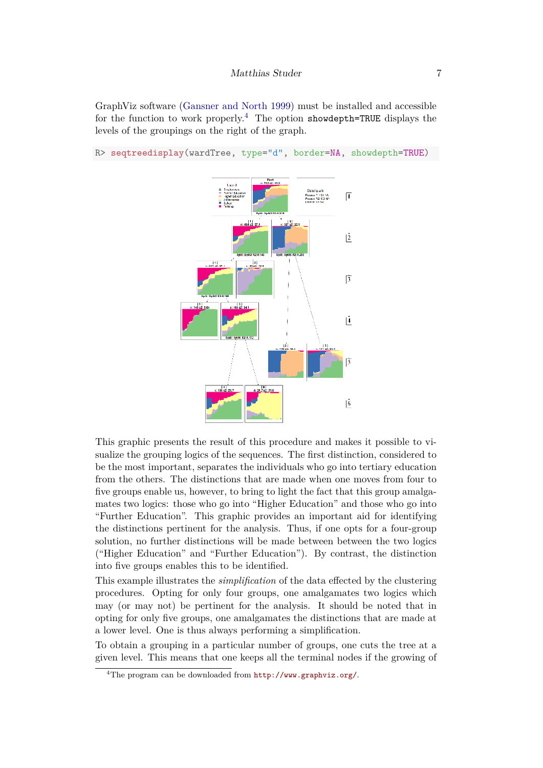GraphViz software (Gansner and North 1999) must be installed and accessible for the function to work properly.[4] The option `showdepth=TRUE` displays the levels of the groupings on the right of the graph.

```
R> seqtreedisplay(wardTree, type="d", border=NA, showdepth=TRUE)
```

This graphic presents the result of this procedure and makes it possible to visualize the grouping logics of the sequences. The first distinction, considered to be the most important, separates the individuals who go into tertiary education from the others. The distinctions that are made when one moves from four to five groups enable us, however, to bring to light the fact that this group amalgamates two logics: those who go into "Higher Education" and those who go into "Further Education". This graphic provides an important aid for identifying the distinctions pertinent for the analysis. Thus, if one opts for a four-group solution, no further distinctions will be made between between the two logics ("Higher Education" and "Further Education"). By contrast, the distinction into five groups enables this to be identified.

This example illustrates the *simplification* of the data effected by the clustering procedures. Opting for only four groups, one amalgamates two logics which may (or may not) be pertinent for the analysis. It should be noted that in opting for only five groups, one amalgamates the distinctions that are made at a lower level. One is thus always performing a simplification.

To obtain a grouping in a particular number of groups, one cuts the tree at a given level. This means that one keeps all the terminal nodes if the growing of

[4]The program can be downloaded from http://www.graphviz.org/.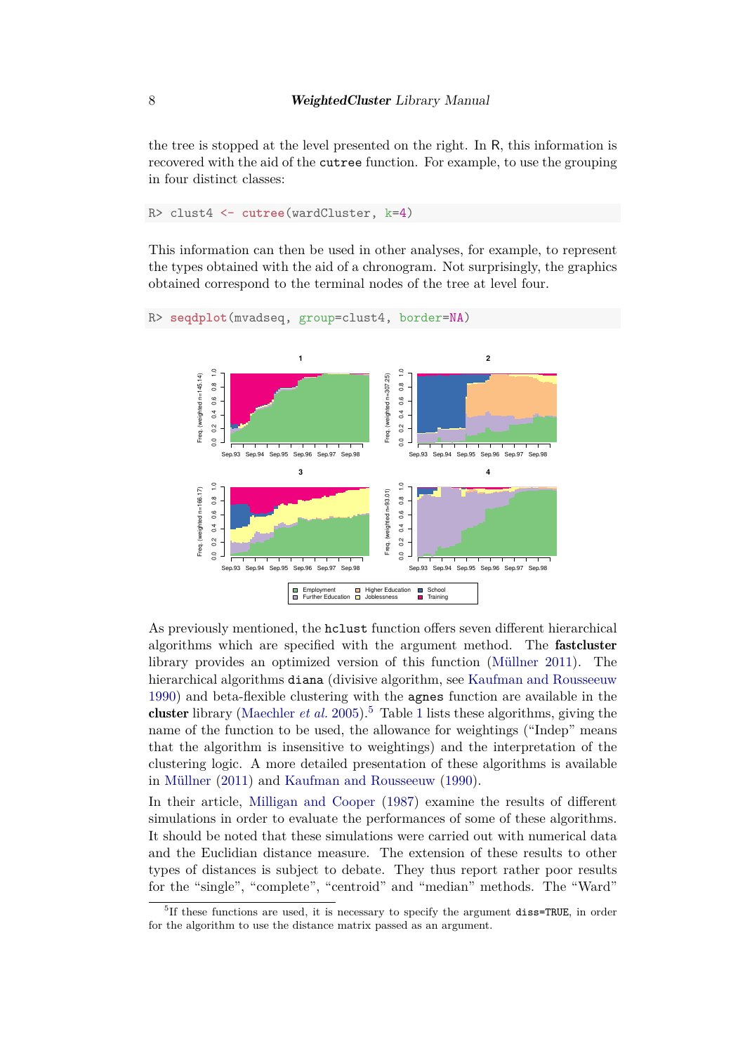the tree is stopped at the level presented on the right. In R, this information is recovered with the aid of the cutree function. For example, to use the grouping in four distinct classes:

```
R> clust4 <- cutree(wardCluster, k=4)
```

This information can then be used in other analyses, for example, to represent the types obtained with the aid of a chronogram. Not surprisingly, the graphics obtained correspond to the terminal nodes of the tree at level four.

```
R> seqdplot(mvadseq, group=clust4, border=NA)
```

As previously mentioned, the hclust function offers seven different hierarchical algorithms which are specified with the argument method. The **fastcluster** library provides an optimized version of this function (Müllner 2011). The hierarchical algorithms diana (divisive algorithm, see Kaufman and Rousseeuw 1990) and beta-flexible clustering with the agnes function are available in the **cluster** library (Maechler *et al.* 2005).[5] Table 1 lists these algorithms, giving the name of the function to be used, the allowance for weightings ("Indep" means that the algorithm is insensitive to weightings) and the interpretation of the clustering logic. A more detailed presentation of these algorithms is available in Müllner (2011) and Kaufman and Rousseeuw (1990).

In their article, Milligan and Cooper (1987) examine the results of different simulations in order to evaluate the performances of some of these algorithms. It should be noted that these simulations were carried out with numerical data and the Euclidian distance measure. The extension of these results to other types of distances is subject to debate. They thus report rather poor results for the "single", "complete", "centroid" and "median" methods. The "Ward"

[5] If these functions are used, it is necessary to specify the argument diss=TRUE, in order for the algorithm to use the distance matrix passed as an argument.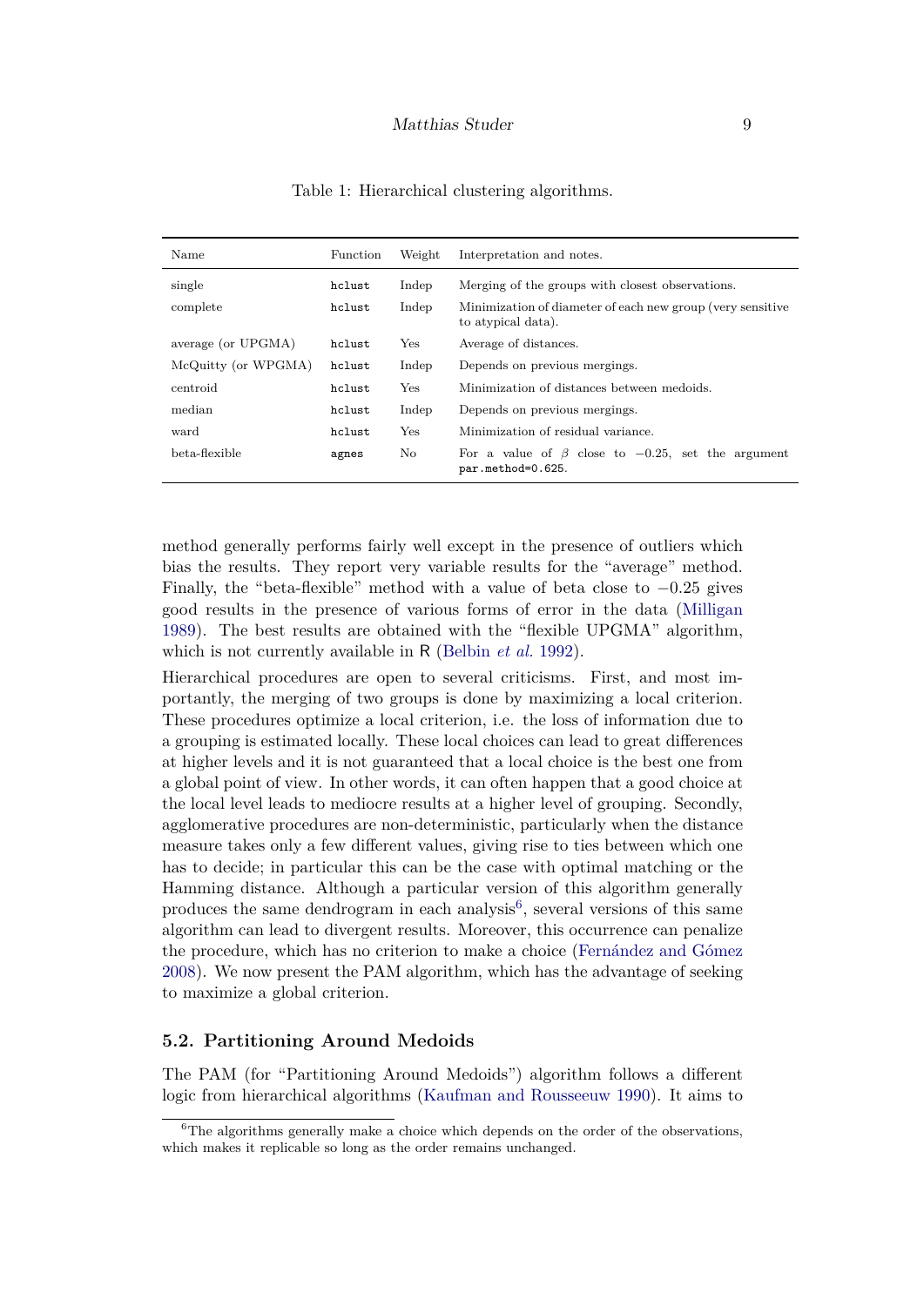Table 1: Hierarchical clustering algorithms.

| Name | Function | Weight | Interpretation and notes. |
|---|---|---|---|
| single | `hclust` | Indep | Merging of the groups with closest observations. |
| complete | `hclust` | Indep | Minimization of diameter of each new group (very sensitive to atypical data). |
| average (or UPGMA) | `hclust` | Yes | Average of distances. |
| McQuitty (or WPGMA) | `hclust` | Indep | Depends on previous mergings. |
| centroid | `hclust` | Yes | Minimization of distances between medoids. |
| median | `hclust` | Indep | Depends on previous mergings. |
| ward | `hclust` | Yes | Minimization of residual variance. |
| beta-flexible | `agnes` | No | For a value of $\beta$ close to $-0.25$, set the argument `par.method=0.625`. |

method generally performs fairly well except in the presence of outliers which bias the results. They report very variable results for the "average" method. Finally, the "beta-flexible" method with a value of beta close to $-0.25$ gives good results in the presence of various forms of error in the data (Milligan 1989). The best results are obtained with the "flexible UPGMA" algorithm, which is not currently available in R (Belbin *et al.* 1992).

Hierarchical procedures are open to several criticisms. First, and most importantly, the merging of two groups is done by maximizing a local criterion. These procedures optimize a local criterion, i.e. the loss of information due to a grouping is estimated locally. These local choices can lead to great differences at higher levels and it is not guaranteed that a local choice is the best one from a global point of view. In other words, it can often happen that a good choice at the local level leads to mediocre results at a higher level of grouping. Secondly, agglomerative procedures are non-deterministic, particularly when the distance measure takes only a few different values, giving rise to ties between which one has to decide; in particular this can be the case with optimal matching or the Hamming distance. Although a particular version of this algorithm generally produces the same dendrogram in each analysis[6], several versions of this same algorithm can lead to divergent results. Moreover, this occurrence can penalize the procedure, which has no criterion to make a choice (Fernández and Gómez 2008). We now present the PAM algorithm, which has the advantage of seeking to maximize a global criterion.

### 5.2. Partitioning Around Medoids

The PAM (for "Partitioning Around Medoids") algorithm follows a different logic from hierarchical algorithms (Kaufman and Rousseeuw 1990). It aims to

[6]The algorithms generally make a choice which depends on the order of the observations, which makes it replicable so long as the order remains unchanged.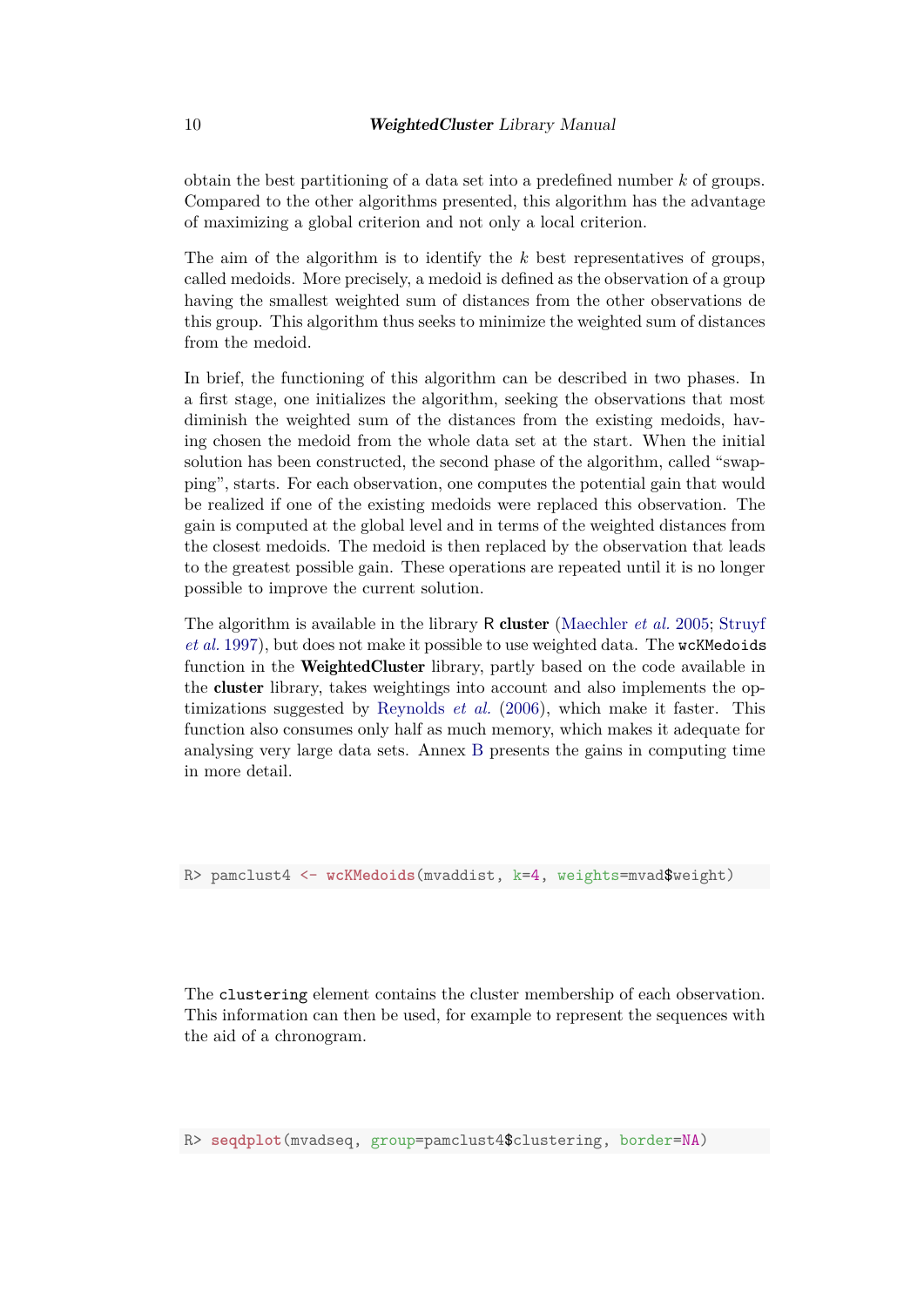obtain the best partitioning of a data set into a predefined number $k$ of groups. Compared to the other algorithms presented, this algorithm has the advantage of maximizing a global criterion and not only a local criterion.

The aim of the algorithm is to identify the $k$ best representatives of groups, called medoids. More precisely, a medoid is defined as the observation of a group having the smallest weighted sum of distances from the other observations de this group. This algorithm thus seeks to minimize the weighted sum of distances from the medoid.

In brief, the functioning of this algorithm can be described in two phases. In a first stage, one initializes the algorithm, seeking the observations that most diminish the weighted sum of the distances from the existing medoids, having chosen the medoid from the whole data set at the start. When the initial solution has been constructed, the second phase of the algorithm, called "swapping", starts. For each observation, one computes the potential gain that would be realized if one of the existing medoids were replaced this observation. The gain is computed at the global level and in terms of the weighted distances from the closest medoids. The medoid is then replaced by the observation that leads to the greatest possible gain. These operations are repeated until it is no longer possible to improve the current solution.

The algorithm is available in the library R **cluster** (Maechler *et al.* 2005; Struyf *et al.* 1997), but does not make it possible to use weighted data. The `wcKMedoids` function in the **WeightedCluster** library, partly based on the code available in the **cluster** library, takes weightings into account and also implements the optimizations suggested by Reynolds *et al.* (2006), which make it faster. This function also consumes only half as much memory, which makes it adequate for analysing very large data sets. Annex B presents the gains in computing time in more detail.

```
R> pamclust4 <- wcKMedoids(mvaddist, k=4, weights=mvad$weight)
```

The `clustering` element contains the cluster membership of each observation. This information can then be used, for example to represent the sequences with the aid of a chronogram.

```
R> seqdplot(mvadseq, group=pamclust4$clustering, border=NA)
```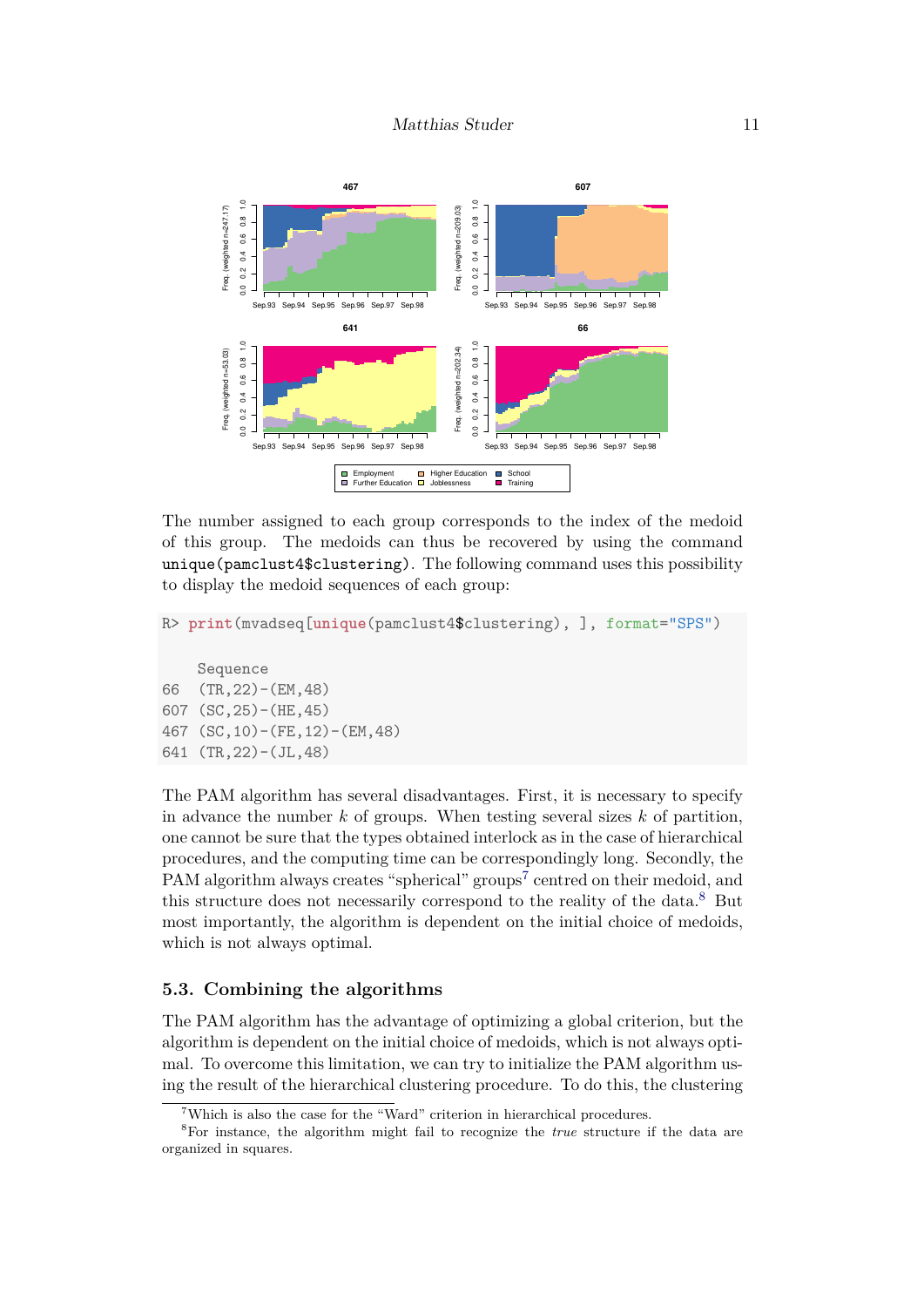The number assigned to each group corresponds to the index of the medoid of this group. The medoids can thus be recovered by using the command `unique(pamclust4$clustering)`. The following command uses this possibility to display the medoid sequences of each group:

```
R> print(mvadseq[unique(pamclust4$clustering), ], format="SPS")

    Sequence
66  (TR,22)-(EM,48)
607 (SC,25)-(HE,45)
467 (SC,10)-(FE,12)-(EM,48)
641 (TR,22)-(JL,48)
```

The PAM algorithm has several disadvantages. First, it is necessary to specify in advance the number $k$ of groups. When testing several sizes $k$ of partition, one cannot be sure that the types obtained interlock as in the case of hierarchical procedures, and the computing time can be correspondingly long. Secondly, the PAM algorithm always creates "spherical" groups[7] centred on their medoid, and this structure does not necessarily correspond to the reality of the data.[8] But most importantly, the algorithm is dependent on the initial choice of medoids, which is not always optimal.

## 5.3. Combining the algorithms

The PAM algorithm has the advantage of optimizing a global criterion, but the algorithm is dependent on the initial choice of medoids, which is not always optimal. To overcome this limitation, we can try to initialize the PAM algorithm using the result of the hierarchical clustering procedure. To do this, the clustering

[7] Which is also the case for the "Ward" criterion in hierarchical procedures.

[8] For instance, the algorithm might fail to recognize the *true* structure if the data are organized in squares.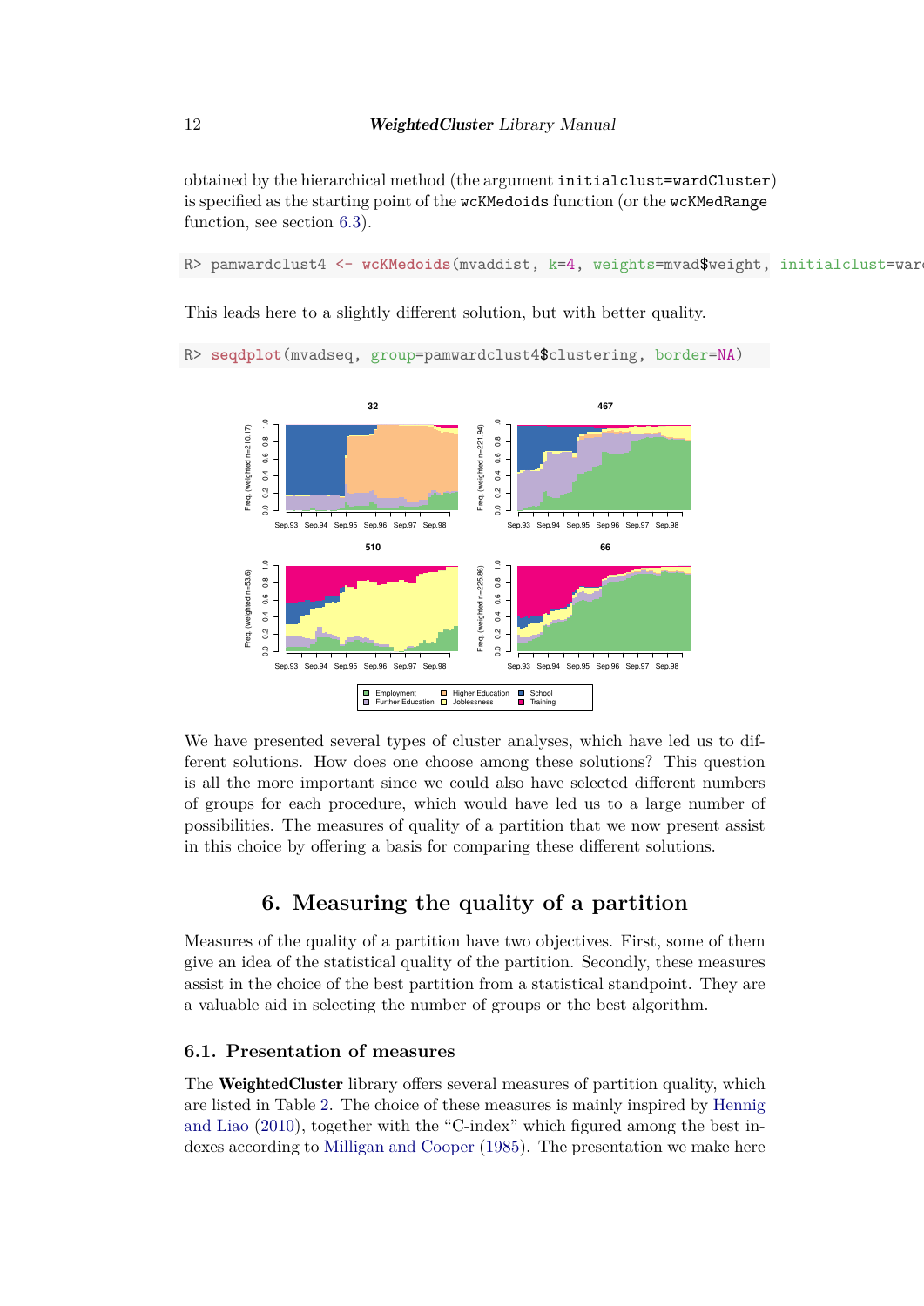obtained by the hierarchical method (the argument `initialclust=wardCluster`) is specified as the starting point of the `wcKMedoids` function (or the `wcKMedRange` function, see section 6.3).

```
R> pamwardclust4 <- wcKMedoids(mvaddist, k=4, weights=mvad$weight, initialclust=ward
```

This leads here to a slightly different solution, but with better quality.

```
R> seqdplot(mvadseq, group=pamwardclust4$clustering, border=NA)
```

We have presented several types of cluster analyses, which have led us to different solutions. How does one choose among these solutions? This question is all the more important since we could also have selected different numbers of groups for each procedure, which would have led us to a large number of possibilities. The measures of quality of a partition that we now present assist in this choice by offering a basis for comparing these different solutions.

# 6. Measuring the quality of a partition

Measures of the quality of a partition have two objectives. First, some of them give an idea of the statistical quality of the partition. Secondly, these measures assist in the choice of the best partition from a statistical standpoint. They are a valuable aid in selecting the number of groups or the best algorithm.

## 6.1. Presentation of measures

The **WeightedCluster** library offers several measures of partition quality, which are listed in Table 2. The choice of these measures is mainly inspired by Hennig and Liao (2010), together with the "C-index" which figured among the best indexes according to Milligan and Cooper (1985). The presentation we make here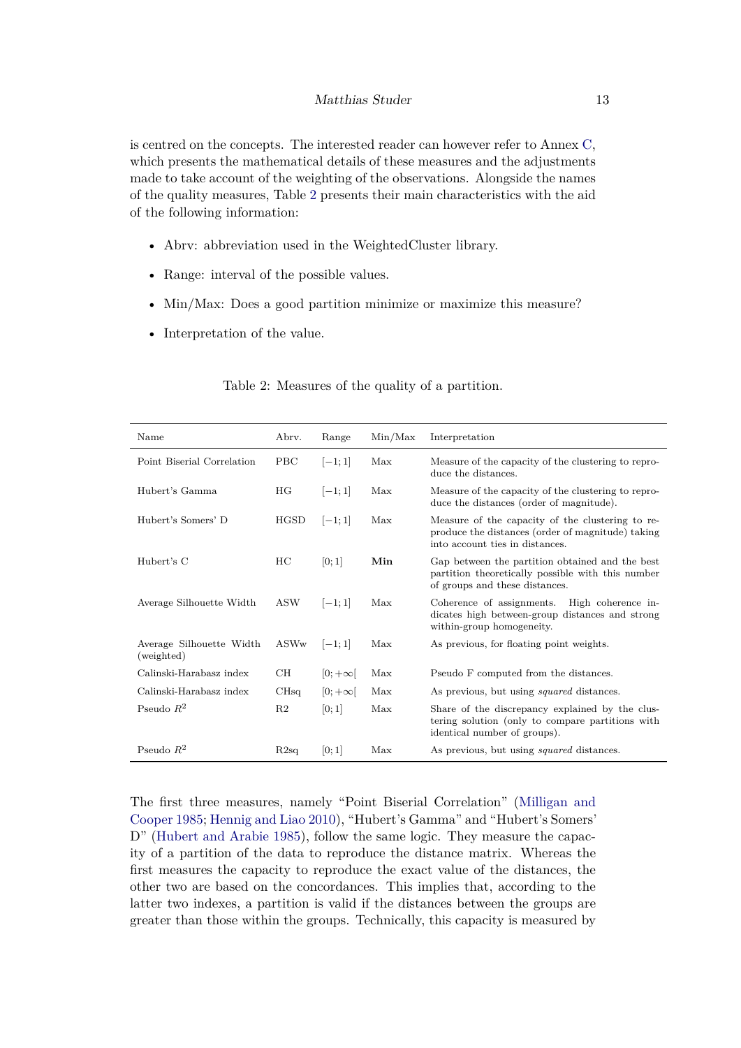is centred on the concepts. The interested reader can however refer to Annex C, which presents the mathematical details of these measures and the adjustments made to take account of the weighting of the observations. Alongside the names of the quality measures, Table 2 presents their main characteristics with the aid of the following information:

- Abrv: abbreviation used in the WeightedCluster library.
- Range: interval of the possible values.
- Min/Max: Does a good partition minimize or maximize this measure?
- Interpretation of the value.

Table 2: Measures of the quality of a partition.

| Name | Abrv. | Range | Min/Max | Interpretation |
|---|---|---|---|---|
| Point Biserial Correlation | PBC | $[-1;1]$ | Max | Measure of the capacity of the clustering to reproduce the distances. |
| Hubert's Gamma | HG | $[-1;1]$ | Max | Measure of the capacity of the clustering to reproduce the distances (order of magnitude). |
| Hubert's Somers' D | HGSD | $[-1;1]$ | Max | Measure of the capacity of the clustering to reproduce the distances (order of magnitude) taking into account ties in distances. |
| Hubert's C | HC | $[0;1]$ | **Min** | Gap between the partition obtained and the best partition theoretically possible with this number of groups and these distances. |
| Average Silhouette Width | ASW | $[-1;1]$ | Max | Coherence of assignments. High coherence indicates high between-group distances and strong within-group homogeneity. |
| Average Silhouette Width (weighted) | ASWw | $[-1;1]$ | Max | As previous, for floating point weights. |
| Calinski-Harabasz index | CH | $[0;+\infty[$ | Max | Pseudo F computed from the distances. |
| Calinski-Harabasz index | CHsq | $[0;+\infty[$ | Max | As previous, but using *squared* distances. |
| Pseudo $R^2$ | R2 | $[0;1]$ | Max | Share of the discrepancy explained by the clustering solution (only to compare partitions with identical number of groups). |
| Pseudo $R^2$ | R2sq | $[0;1]$ | Max | As previous, but using *squared* distances. |

The first three measures, namely "Point Biserial Correlation" (Milligan and Cooper 1985; Hennig and Liao 2010), "Hubert's Gamma" and "Hubert's Somers' D" (Hubert and Arabie 1985), follow the same logic. They measure the capacity of a partition of the data to reproduce the distance matrix. Whereas the first measures the capacity to reproduce the exact value of the distances, the other two are based on the concordances. This implies that, according to the latter two indexes, a partition is valid if the distances between the groups are greater than those within the groups. Technically, this capacity is measured by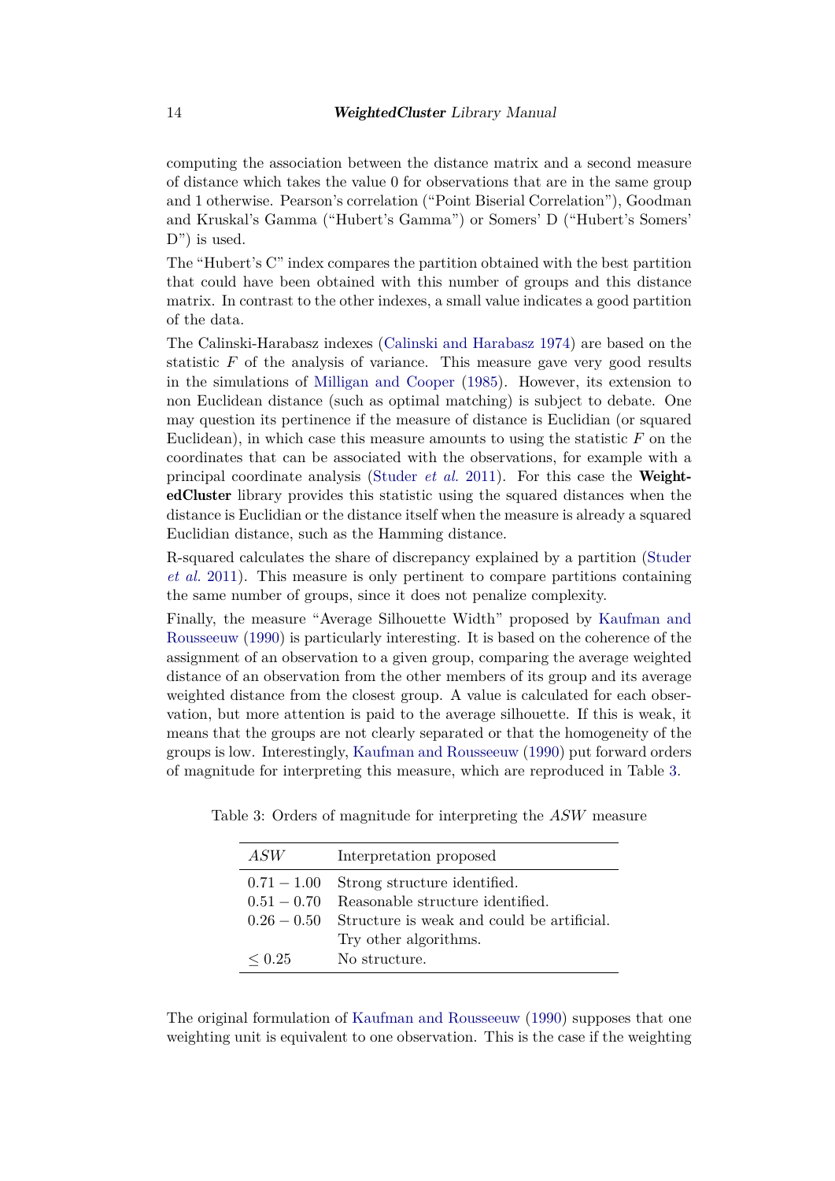computing the association between the distance matrix and a second measure of distance which takes the value 0 for observations that are in the same group and 1 otherwise. Pearson's correlation ("Point Biserial Correlation"), Goodman and Kruskal's Gamma ("Hubert's Gamma") or Somers' D ("Hubert's Somers' D") is used.

The "Hubert's C" index compares the partition obtained with the best partition that could have been obtained with this number of groups and this distance matrix. In contrast to the other indexes, a small value indicates a good partition of the data.

The Calinski-Harabasz indexes (Calinski and Harabasz 1974) are based on the statistic $F$ of the analysis of variance. This measure gave very good results in the simulations of Milligan and Cooper (1985). However, its extension to non Euclidean distance (such as optimal matching) is subject to debate. One may question its pertinence if the measure of distance is Euclidian (or squared Euclidean), in which case this measure amounts to using the statistic $F$ on the coordinates that can be associated with the observations, for example with a principal coordinate analysis (Studer *et al.* 2011). For this case the **WeightedCluster** library provides this statistic using the squared distances when the distance is Euclidian or the distance itself when the measure is already a squared Euclidian distance, such as the Hamming distance.

R-squared calculates the share of discrepancy explained by a partition (Studer *et al.* 2011). This measure is only pertinent to compare partitions containing the same number of groups, since it does not penalize complexity.

Finally, the measure "Average Silhouette Width" proposed by Kaufman and Rousseeuw (1990) is particularly interesting. It is based on the coherence of the assignment of an observation to a given group, comparing the average weighted distance of an observation from the other members of its group and its average weighted distance from the closest group. A value is calculated for each observation, but more attention is paid to the average silhouette. If this is weak, it means that the groups are not clearly separated or that the homogeneity of the groups is low. Interestingly, Kaufman and Rousseeuw (1990) put forward orders of magnitude for interpreting this measure, which are reproduced in Table 3.

Table 3: Orders of magnitude for interpreting the *ASW* measure

| *ASW* | Interpretation proposed |
|---|---|
| $0.71 - 1.00$ | Strong structure identified. |
| $0.51 - 0.70$ | Reasonable structure identified. |
| $0.26 - 0.50$ | Structure is weak and could be artificial. Try other algorithms. |
| $\leq 0.25$ | No structure. |

The original formulation of Kaufman and Rousseeuw (1990) supposes that one weighting unit is equivalent to one observation. This is the case if the weighting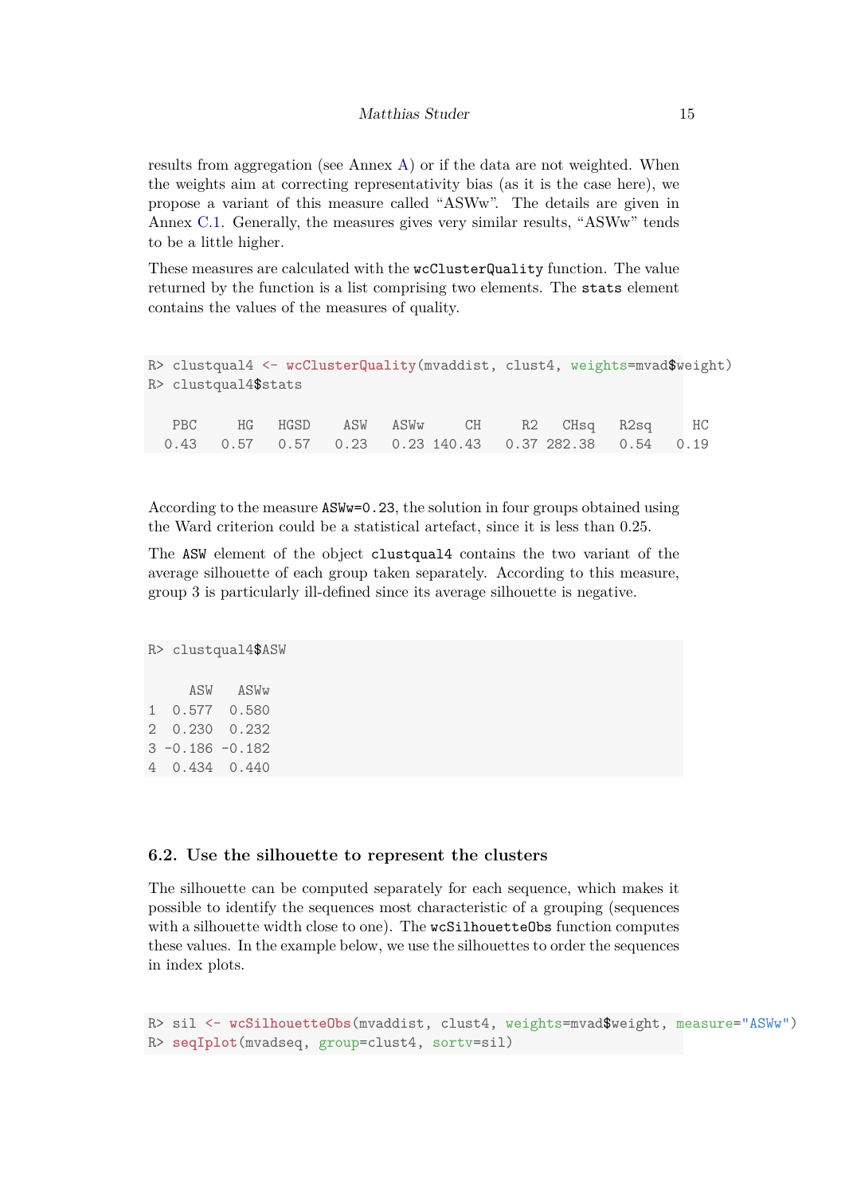results from aggregation (see Annex A) or if the data are not weighted. When the weights aim at correcting representativity bias (as it is the case here), we propose a variant of this measure called "ASWw". The details are given in Annex C.1. Generally, the measures gives very similar results, "ASWw" tends to be a little higher.

These measures are calculated with the `wcClusterQuality` function. The value returned by the function is a list comprising two elements. The `stats` element contains the values of the measures of quality.

```
R> clustqual4 <- wcClusterQuality(mvaddist, clust4, weights=mvad$weight)
R> clustqual4$stats

   PBC     HG   HGSD    ASW   ASWw     CH     R2   CHsq   R2sq     HC
  0.43   0.57   0.57   0.23   0.23 140.43   0.37 282.38   0.54   0.19
```

According to the measure `ASWw=0.23`, the solution in four groups obtained using the Ward criterion could be a statistical artefact, since it is less than 0.25.

The `ASW` element of the object `clustqual4` contains the two variant of the average silhouette of each group taken separately. According to this measure, group 3 is particularly ill-defined since its average silhouette is negative.

```
R> clustqual4$ASW

     ASW   ASWw
1  0.577  0.580
2  0.230  0.232
3 -0.186 -0.182
4  0.434  0.440
```

### 6.2. Use the silhouette to represent the clusters

The silhouette can be computed separately for each sequence, which makes it possible to identify the sequences most characteristic of a grouping (sequences with a silhouette width close to one). The `wcSilhouetteObs` function computes these values. In the example below, we use the silhouettes to order the sequences in index plots.

```
R> sil <- wcSilhouetteObs(mvaddist, clust4, weights=mvad$weight, measure="ASWw")
R> seqIplot(mvadseq, group=clust4, sortv=sil)
```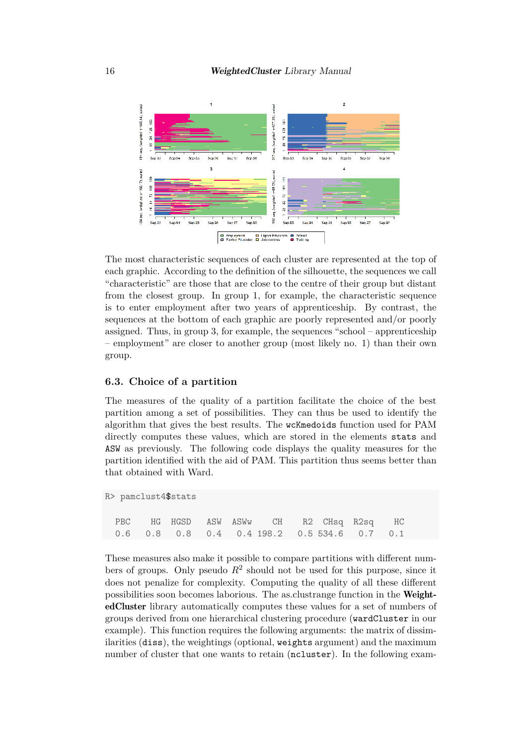The most characteristic sequences of each cluster are represented at the top of each graphic. According to the definition of the silhouette, the sequences we call "characteristic" are those that are close to the centre of their group but distant from the closest group. In group 1, for example, the characteristic sequence is to enter employment after two years of apprenticeship. By contrast, the sequences at the bottom of each graphic are poorly represented and/or poorly assigned. Thus, in group 3, for example, the sequences "school – apprenticeship – employment" are closer to another group (most likely no. 1) than their own group.

## 6.3. Choice of a partition

The measures of the quality of a partition facilitate the choice of the best partition among a set of possibilities. They can thus be used to identify the algorithm that gives the best results. The `wcKmedoids` function used for PAM directly computes these values, which are stored in the elements `stats` and `ASW` as previously. The following code displays the quality measures for the partition identified with the aid of PAM. This partition thus seems better than that obtained with Ward.

```
R> pamclust4$stats

  PBC    HG  HGSD   ASW  ASWw     CH    R2  CHsq  R2sq    HC
  0.6   0.8   0.8   0.4   0.4  198.2   0.5 534.6   0.7   0.1
```

These measures also make it possible to compare partitions with different numbers of groups. Only pseudo $R^2$ should not be used for this purpose, since it does not penalize for complexity. Computing the quality of all these different possibilities soon becomes laborious. The as.clustrange function in the **WeightedCluster** library automatically computes these values for a set of numbers of groups derived from one hierarchical clustering procedure (`wardCluster` in our example). This function requires the following arguments: the matrix of dissimilarities (`diss`), the weightings (optional, `weights` argument) and the maximum number of cluster that one wants to retain (`ncluster`). In the following exam-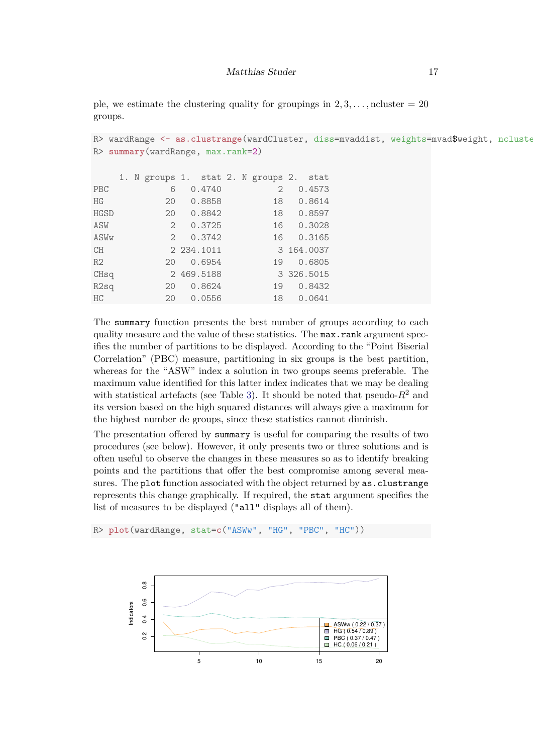ple, we estimate the clustering quality for groupings in $2, 3, \ldots, \text{ncluster} = 20$ groups.

```
R> wardRange <- as.clustrange(wardCluster, diss=mvaddist, weights=mvad$weight, ncluste
R> summary(wardRange, max.rank=2)

     1. N groups 1.  stat 2. N groups 2.  stat
PBC            6   0.4740            2   0.4573
HG            20   0.8858           18   0.8614
HGSD          20   0.8842           18   0.8597
ASW            2   0.3725           16   0.3028
ASWw           2   0.3742           16   0.3165
CH             2 234.1011            3 164.0037
R2            20   0.6954           19   0.6805
CHsq           2 469.5188            3 326.5015
R2sq          20   0.8624           19   0.8432
HC            20   0.0556           18   0.0641
```

The `summary` function presents the best number of groups according to each quality measure and the value of these statistics. The `max.rank` argument specifies the number of partitions to be displayed. According to the "Point Biserial Correlation" (PBC) measure, partitioning in six groups is the best partition, whereas for the "ASW" index a solution in two groups seems preferable. The maximum value identified for this latter index indicates that we may be dealing with statistical artefacts (see Table 3). It should be noted that pseudo-$R^2$ and its version based on the high squared distances will always give a maximum for the highest number de groups, since these statistics cannot diminish.

The presentation offered by `summary` is useful for comparing the results of two procedures (see below). However, it only presents two or three solutions and is often useful to observe the changes in these measures so as to identify breaking points and the partitions that offer the best compromise among several measures. The `plot` function associated with the object returned by `as.clustrange` represents this change graphically. If required, the `stat` argument specifies the list of measures to be displayed (`"all"` displays all of them).

```
R> plot(wardRange, stat=c("ASWw", "HG", "PBC", "HC"))
```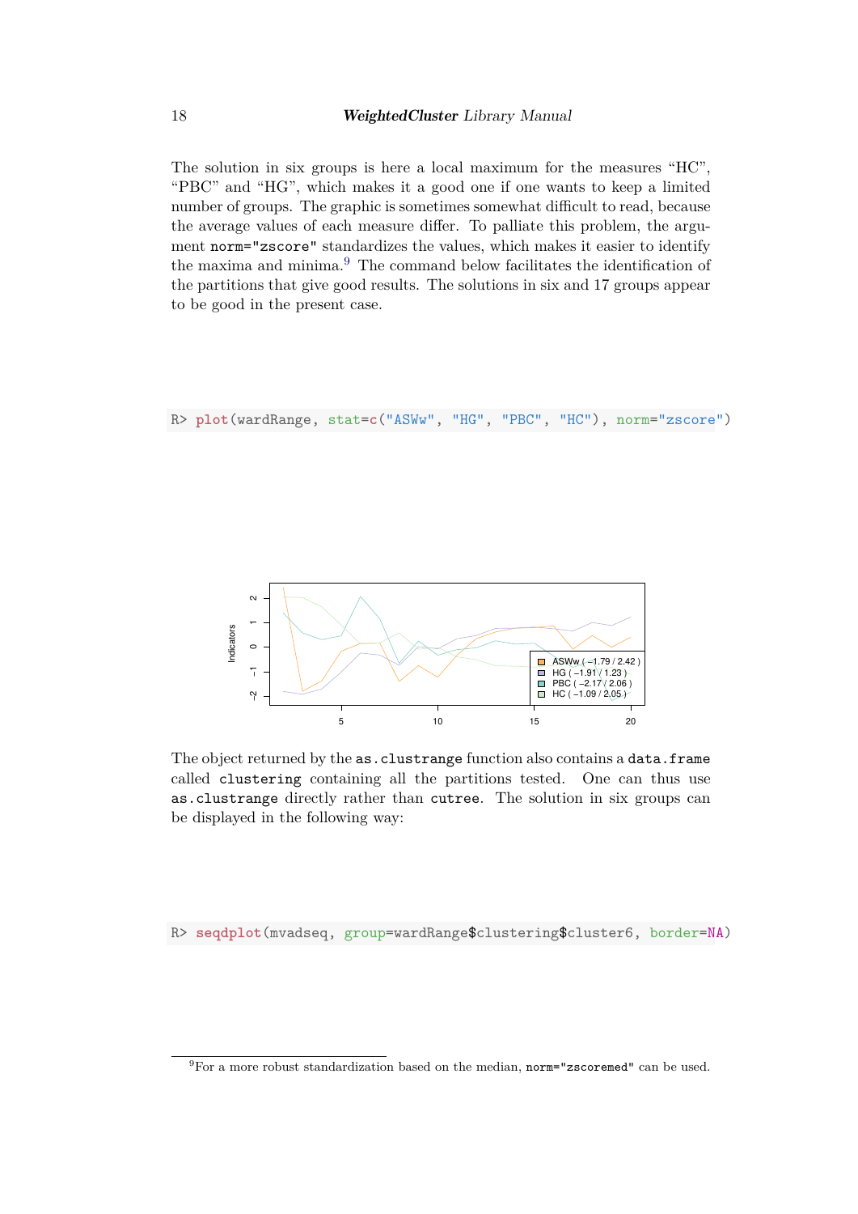The solution in six groups is here a local maximum for the measures "HC", "PBC" and "HG", which makes it a good one if one wants to keep a limited number of groups. The graphic is sometimes somewhat difficult to read, because the average values of each measure differ. To palliate this problem, the argument `norm="zscore"` standardizes the values, which makes it easier to identify the maxima and minima.[9] The command below facilitates the identification of the partitions that give good results. The solutions in six and 17 groups appear to be good in the present case.

```
R> plot(wardRange, stat=c("ASWw", "HG", "PBC", "HC"), norm="zscore")
```

The object returned by the `as.clustrange` function also contains a `data.frame` called `clustering` containing all the partitions tested. One can thus use `as.clustrange` directly rather than `cutree`. The solution in six groups can be displayed in the following way:

```
R> seqdplot(mvadseq, group=wardRange$clustering$cluster6, border=NA)
```

[9] For a more robust standardization based on the median, `norm="zscoremed"` can be used.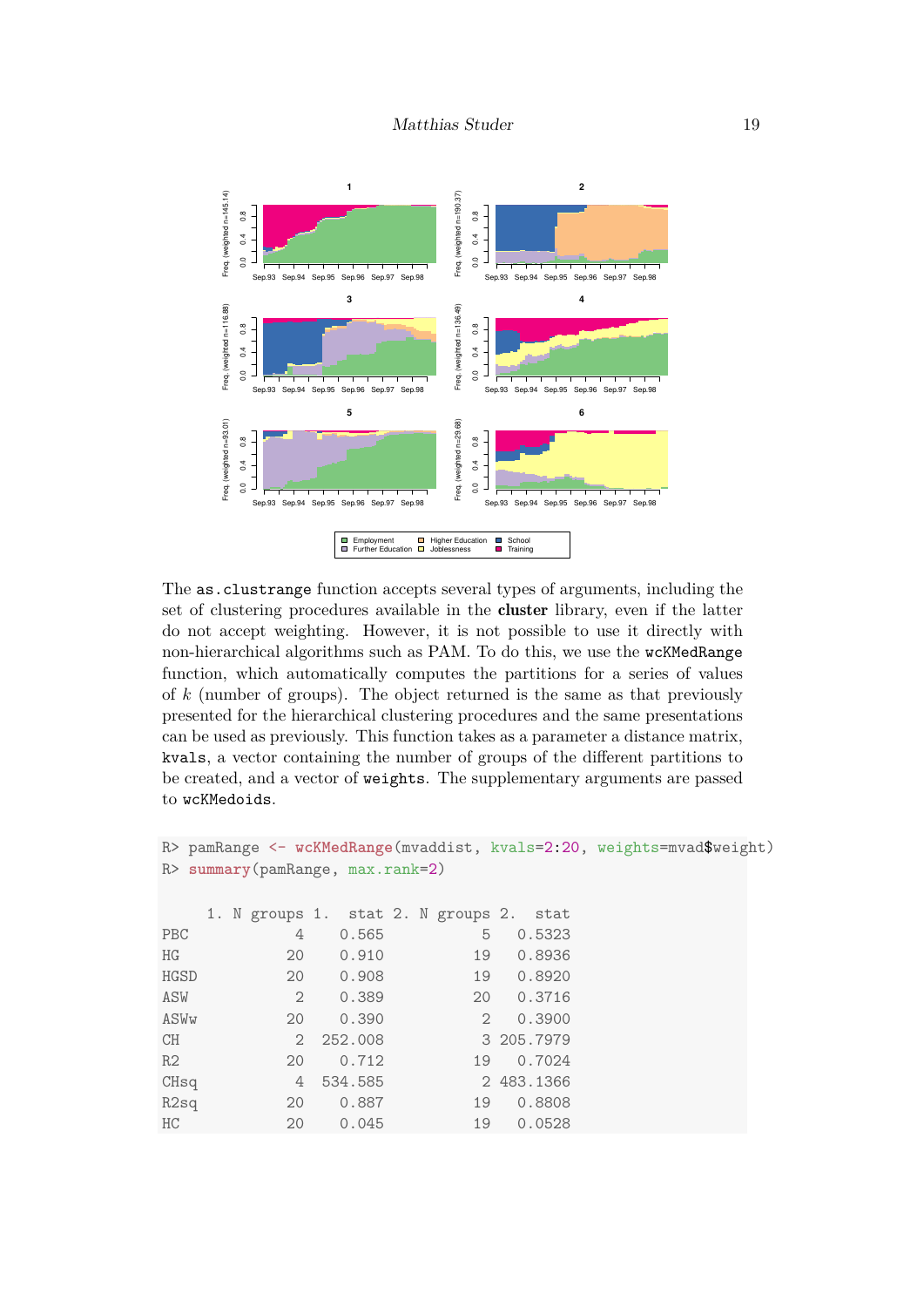The `as.clustrange` function accepts several types of arguments, including the set of clustering procedures available in the **cluster** library, even if the latter do not accept weighting. However, it is not possible to use it directly with non-hierarchical algorithms such as PAM. To do this, we use the `wcKMedRange` function, which automatically computes the partitions for a series of values of $k$ (number of groups). The object returned is the same as that previously presented for the hierarchical clustering procedures and the same presentations can be used as previously. This function takes as a parameter a distance matrix, `kvals`, a vector containing the number of groups of the different partitions to be created, and a vector of `weights`. The supplementary arguments are passed to `wcKMedoids`.

```
R> pamRange <- wcKMedRange(mvaddist, kvals=2:20, weights=mvad$weight)
R> summary(pamRange, max.rank=2)

     1. N groups 1.   stat 2. N groups 2.   stat
PBC            4    0.565            5   0.5323
HG            20    0.910           19   0.8936
HGSD          20    0.908           19   0.8920
ASW            2    0.389           20   0.3716
ASWw          20    0.390            2   0.3900
CH             2  252.008            3 205.7979
R2            20    0.712           19   0.7024
CHsq           4  534.585            2 483.1366
R2sq          20    0.887           19   0.8808
HC            20    0.045           19   0.0528
```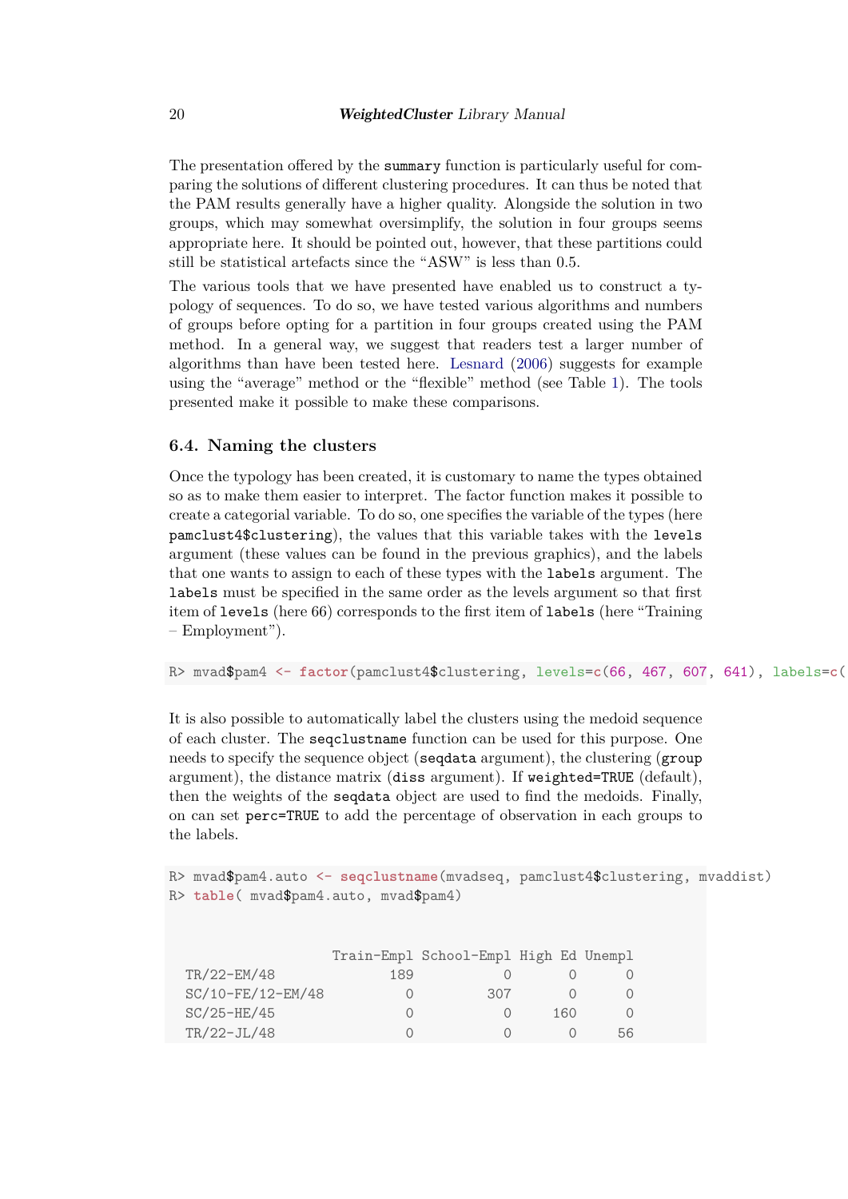The presentation offered by the summary function is particularly useful for comparing the solutions of different clustering procedures. It can thus be noted that the PAM results generally have a higher quality. Alongside the solution in two groups, which may somewhat oversimplify, the solution in four groups seems appropriate here. It should be pointed out, however, that these partitions could still be statistical artefacts since the "ASW" is less than 0.5.

The various tools that we have presented have enabled us to construct a typology of sequences. To do so, we have tested various algorithms and numbers of groups before opting for a partition in four groups created using the PAM method. In a general way, we suggest that readers test a larger number of algorithms than have been tested here. Lesnard (2006) suggests for example using the "average" method or the "flexible" method (see Table 1). The tools presented make it possible to make these comparisons.

### 6.4. Naming the clusters

Once the typology has been created, it is customary to name the types obtained so as to make them easier to interpret. The factor function makes it possible to create a categorial variable. To do so, one specifies the variable of the types (here `pamclust4$clustering`), the values that this variable takes with the `levels` argument (these values can be found in the previous graphics), and the labels that one wants to assign to each of these types with the `labels` argument. The `labels` must be specified in the same order as the levels argument so that first item of `levels` (here 66) corresponds to the first item of `labels` (here "Training – Employment").

```
R> mvad$pam4 <- factor(pamclust4$clustering, levels=c(66, 467, 607, 641), labels=c(
```

It is also possible to automatically label the clusters using the medoid sequence of each cluster. The `seqclustname` function can be used for this purpose. One needs to specify the sequence object (`seqdata` argument), the clustering (`group` argument), the distance matrix (`diss` argument). If `weighted=TRUE` (default), then the weights of the `seqdata` object are used to find the medoids. Finally, on can set `perc=TRUE` to add the percentage of observation in each groups to the labels.

```
R> mvad$pam4.auto <- seqclustname(mvadseq, pamclust4$clustering, mvaddist)
R> table( mvad$pam4.auto, mvad$pam4)


                   Train-Empl School-Empl High Ed Unempl
  TR/22-EM/48             189           0       0      0
  SC/10-FE/12-EM/48         0         307       0      0
  SC/25-HE/45               0           0     160      0
  TR/22-JL/48               0           0       0     56
```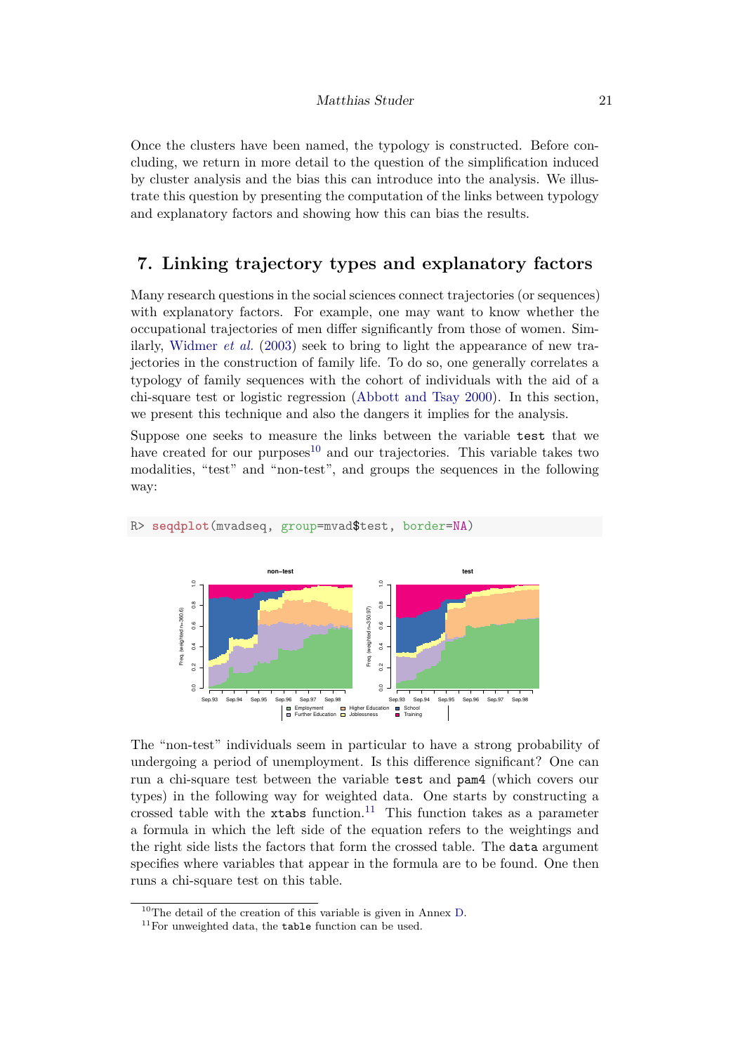Once the clusters have been named, the typology is constructed. Before concluding, we return in more detail to the question of the simplification induced by cluster analysis and the bias this can introduce into the analysis. We illustrate this question by presenting the computation of the links between typology and explanatory factors and showing how this can bias the results.

## 7. Linking trajectory types and explanatory factors

Many research questions in the social sciences connect trajectories (or sequences) with explanatory factors. For example, one may want to know whether the occupational trajectories of men differ significantly from those of women. Similarly, Widmer *et al.* (2003) seek to bring to light the appearance of new trajectories in the construction of family life. To do so, one generally correlates a typology of family sequences with the cohort of individuals with the aid of a chi-square test or logistic regression (Abbott and Tsay 2000). In this section, we present this technique and also the dangers it implies for the analysis.

Suppose one seeks to measure the links between the variable `test` that we have created for our purposes[10] and our trajectories. This variable takes two modalities, "test" and "non-test", and groups the sequences in the following way:

```
R> seqdplot(mvadseq, group=mvad$test, border=NA)
```

The "non-test" individuals seem in particular to have a strong probability of undergoing a period of unemployment. Is this difference significant? One can run a chi-square test between the variable `test` and `pam4` (which covers our types) in the following way for weighted data. One starts by constructing a crossed table with the `xtabs` function.[11] This function takes as a parameter a formula in which the left side of the equation refers to the weightings and the right side lists the factors that form the crossed table. The `data` argument specifies where variables that appear in the formula are to be found. One then runs a chi-square test on this table.

---

[10] The detail of the creation of this variable is given in Annex D.

[11] For unweighted data, the `table` function can be used.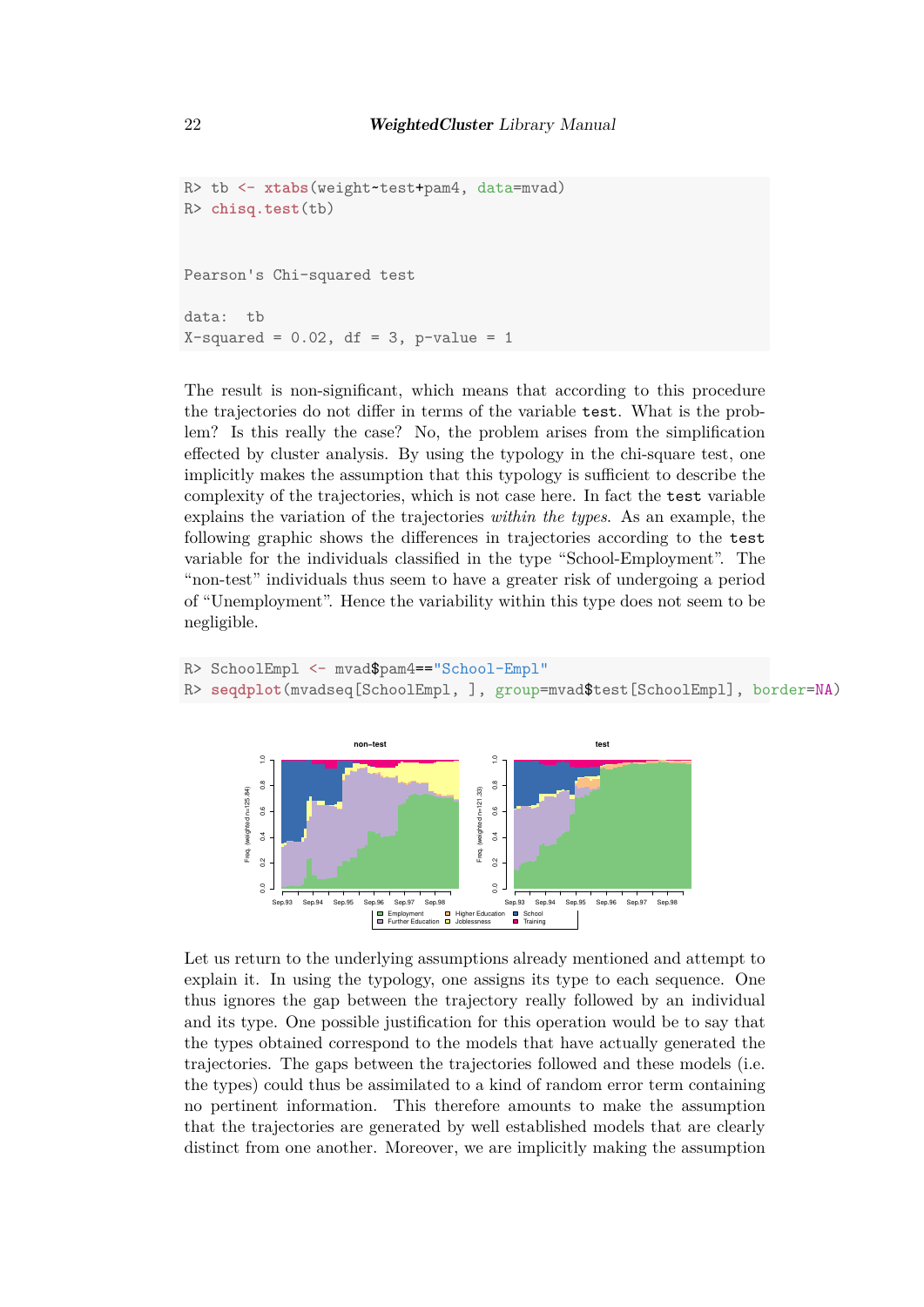```
R> tb <- xtabs(weight~test+pam4, data=mvad)
R> chisq.test(tb)


Pearson's Chi-squared test

data:  tb
X-squared = 0.02, df = 3, p-value = 1
```

The result is non-significant, which means that according to this procedure the trajectories do not differ in terms of the variable `test`. What is the problem? Is this really the case? No, the problem arises from the simplification effected by cluster analysis. By using the typology in the chi-square test, one implicitly makes the assumption that this typology is sufficient to describe the complexity of the trajectories, which is not case here. In fact the `test` variable explains the variation of the trajectories *within the types*. As an example, the following graphic shows the differences in trajectories according to the `test` variable for the individuals classified in the type "School-Employment". The "non-test" individuals thus seem to have a greater risk of undergoing a period of "Unemployment". Hence the variability within this type does not seem to be negligible.

```
R> SchoolEmpl <- mvad$pam4=="School-Empl"
R> seqdplot(mvadseq[SchoolEmpl, ], group=mvad$test[SchoolEmpl], border=NA)
```

Let us return to the underlying assumptions already mentioned and attempt to explain it. In using the typology, one assigns its type to each sequence. One thus ignores the gap between the trajectory really followed by an individual and its type. One possible justification for this operation would be to say that the types obtained correspond to the models that have actually generated the trajectories. The gaps between the trajectories followed and these models (i.e. the types) could thus be assimilated to a kind of random error term containing no pertinent information. This therefore amounts to make the assumption that the trajectories are generated by well established models that are clearly distinct from one another. Moreover, we are implicitly making the assumption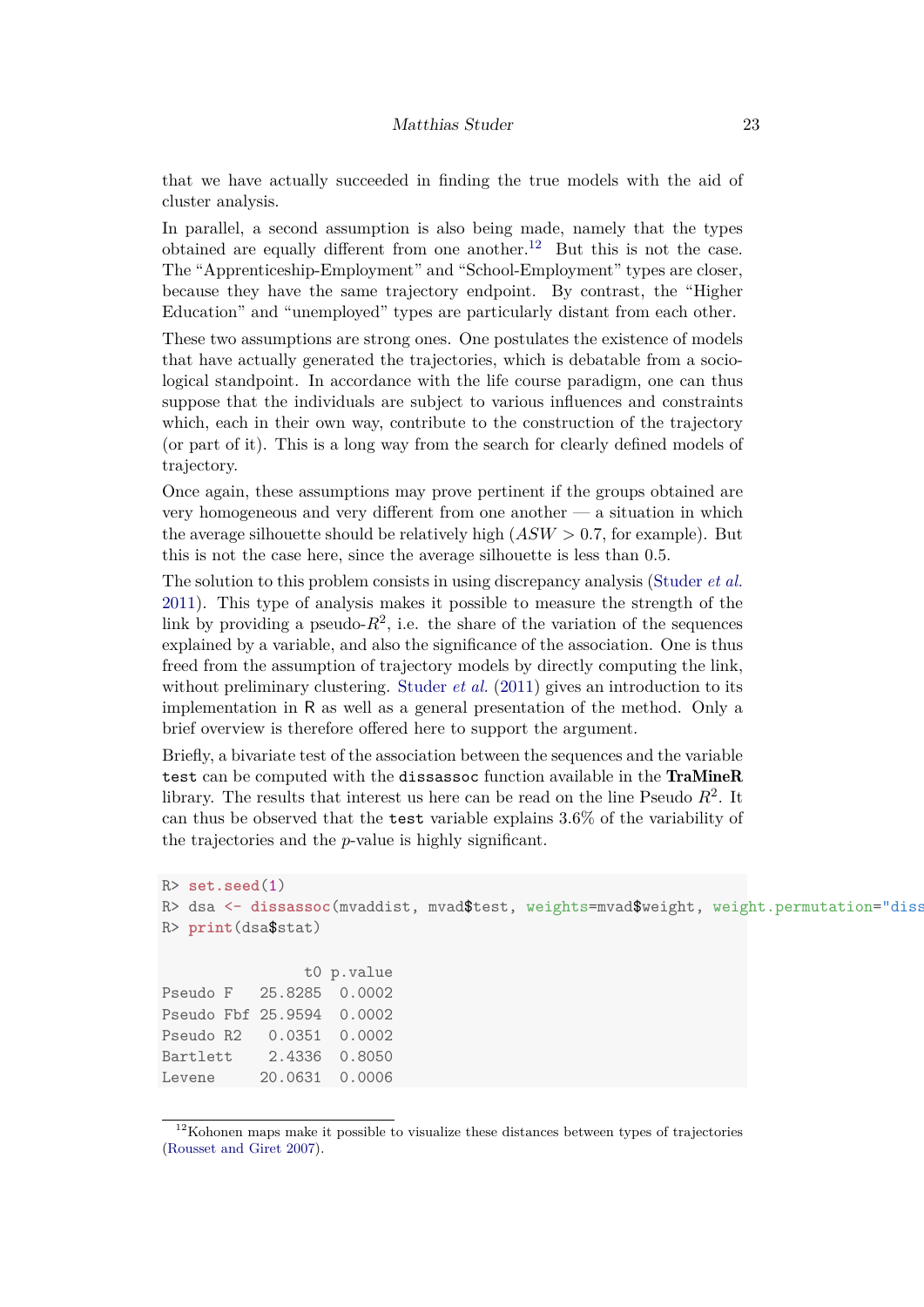that we have actually succeeded in finding the true models with the aid of cluster analysis.

In parallel, a second assumption is also being made, namely that the types obtained are equally different from one another.[12] But this is not the case. The "Apprenticeship-Employment" and "School-Employment" types are closer, because they have the same trajectory endpoint. By contrast, the "Higher Education" and "unemployed" types are particularly distant from each other.

These two assumptions are strong ones. One postulates the existence of models that have actually generated the trajectories, which is debatable from a sociological standpoint. In accordance with the life course paradigm, one can thus suppose that the individuals are subject to various influences and constraints which, each in their own way, contribute to the construction of the trajectory (or part of it). This is a long way from the search for clearly defined models of trajectory.

Once again, these assumptions may prove pertinent if the groups obtained are very homogeneous and very different from one another — a situation in which the average silhouette should be relatively high ($ASW > 0.7$, for example). But this is not the case here, since the average silhouette is less than 0.5.

The solution to this problem consists in using discrepancy analysis (Studer *et al.* 2011). This type of analysis makes it possible to measure the strength of the link by providing a pseudo-$R^2$, i.e. the share of the variation of the sequences explained by a variable, and also the significance of the association. One is thus freed from the assumption of trajectory models by directly computing the link, without preliminary clustering. Studer *et al.* (2011) gives an introduction to its implementation in R as well as a general presentation of the method. Only a brief overview is therefore offered here to support the argument.

Briefly, a bivariate test of the association between the sequences and the variable `test` can be computed with the `dissassoc` function available in the **TraMineR** library. The results that interest us here can be read on the line Pseudo $R^2$. It can thus be observed that the `test` variable explains 3.6% of the variability of the trajectories and the $p$-value is highly significant.

```
R> set.seed(1)
R> dsa <- dissassoc(mvaddist, mvad$test, weights=mvad$weight, weight.permutation="diss
R> print(dsa$stat)

                t0 p.value
Pseudo F   25.8285  0.0002
Pseudo Fbf 25.9594  0.0002
Pseudo R2   0.0351  0.0002
Bartlett    2.4336  0.8050
Levene     20.0631  0.0006
```

[12] Kohonen maps make it possible to visualize these distances between types of trajectories (Rousset and Giret 2007).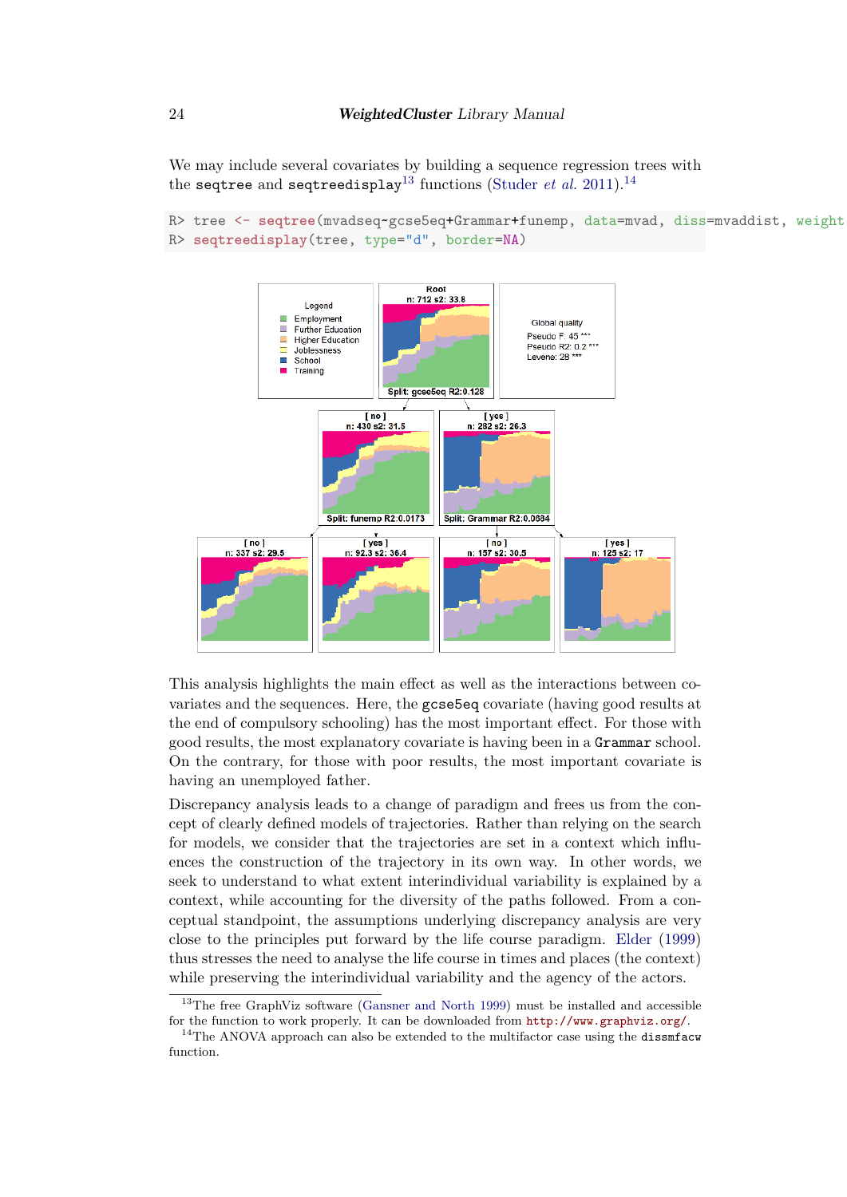We may include several covariates by building a sequence regression trees with the `seqtree` and `seqtreedisplay`[13] functions (Studer *et al.* 2011).[14]

```
R> tree <- seqtree(mvadseq~gcse5eq+Grammar+funemp, data=mvad, diss=mvaddist, weight
R> seqtreedisplay(tree, type="d", border=NA)
```

This analysis highlights the main effect as well as the interactions between covariates and the sequences. Here, the `gcse5eq` covariate (having good results at the end of compulsory schooling) has the most important effect. For those with good results, the most explanatory covariate is having been in a `Grammar` school. On the contrary, for those with poor results, the most important covariate is having an unemployed father.

Discrepancy analysis leads to a change of paradigm and frees us from the concept of clearly defined models of trajectories. Rather than relying on the search for models, we consider that the trajectories are set in a context which influences the construction of the trajectory in its own way. In other words, we seek to understand to what extent interindividual variability is explained by a context, while accounting for the diversity of the paths followed. From a conceptual standpoint, the assumptions underlying discrepancy analysis are very close to the principles put forward by the life course paradigm. Elder (1999) thus stresses the need to analyse the life course in times and places (the context) while preserving the interindividual variability and the agency of the actors.

[13] The free GraphViz software (Gansner and North 1999) must be installed and accessible for the function to work properly. It can be downloaded from http://www.graphviz.org/.

[14] The ANOVA approach can also be extended to the multifactor case using the `dissmfacw` function.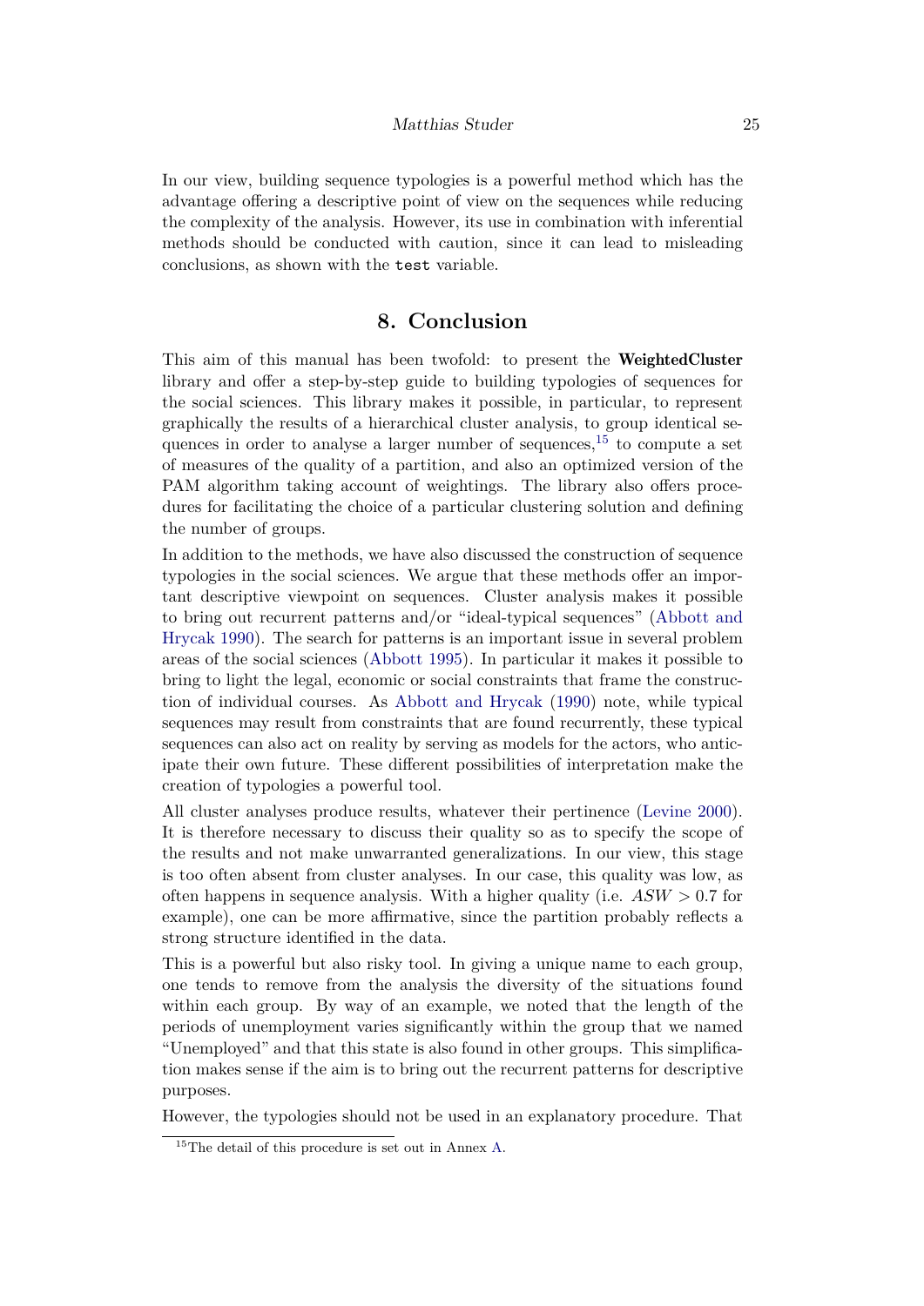In our view, building sequence typologies is a powerful method which has the advantage offering a descriptive point of view on the sequences while reducing the complexity of the analysis. However, its use in combination with inferential methods should be conducted with caution, since it can lead to misleading conclusions, as shown with the `test` variable.

## 8. Conclusion

This aim of this manual has been twofold: to present the **WeightedCluster** library and offer a step-by-step guide to building typologies of sequences for the social sciences. This library makes it possible, in particular, to represent graphically the results of a hierarchical cluster analysis, to group identical sequences in order to analyse a larger number of sequences,[15] to compute a set of measures of the quality of a partition, and also an optimized version of the PAM algorithm taking account of weightings. The library also offers procedures for facilitating the choice of a particular clustering solution and defining the number of groups.

In addition to the methods, we have also discussed the construction of sequence typologies in the social sciences. We argue that these methods offer an important descriptive viewpoint on sequences. Cluster analysis makes it possible to bring out recurrent patterns and/or "ideal-typical sequences" (Abbott and Hrycak 1990). The search for patterns is an important issue in several problem areas of the social sciences (Abbott 1995). In particular it makes it possible to bring to light the legal, economic or social constraints that frame the construction of individual courses. As Abbott and Hrycak (1990) note, while typical sequences may result from constraints that are found recurrently, these typical sequences can also act on reality by serving as models for the actors, who anticipate their own future. These different possibilities of interpretation make the creation of typologies a powerful tool.

All cluster analyses produce results, whatever their pertinence (Levine 2000). It is therefore necessary to discuss their quality so as to specify the scope of the results and not make unwarranted generalizations. In our view, this stage is too often absent from cluster analyses. In our case, this quality was low, as often happens in sequence analysis. With a higher quality (i.e. $ASW > 0.7$ for example), one can be more affirmative, since the partition probably reflects a strong structure identified in the data.

This is a powerful but also risky tool. In giving a unique name to each group, one tends to remove from the analysis the diversity of the situations found within each group. By way of an example, we noted that the length of the periods of unemployment varies significantly within the group that we named "Unemployed" and that this state is also found in other groups. This simplification makes sense if the aim is to bring out the recurrent patterns for descriptive purposes.

However, the typologies should not be used in an explanatory procedure. That

[15] The detail of this procedure is set out in Annex A.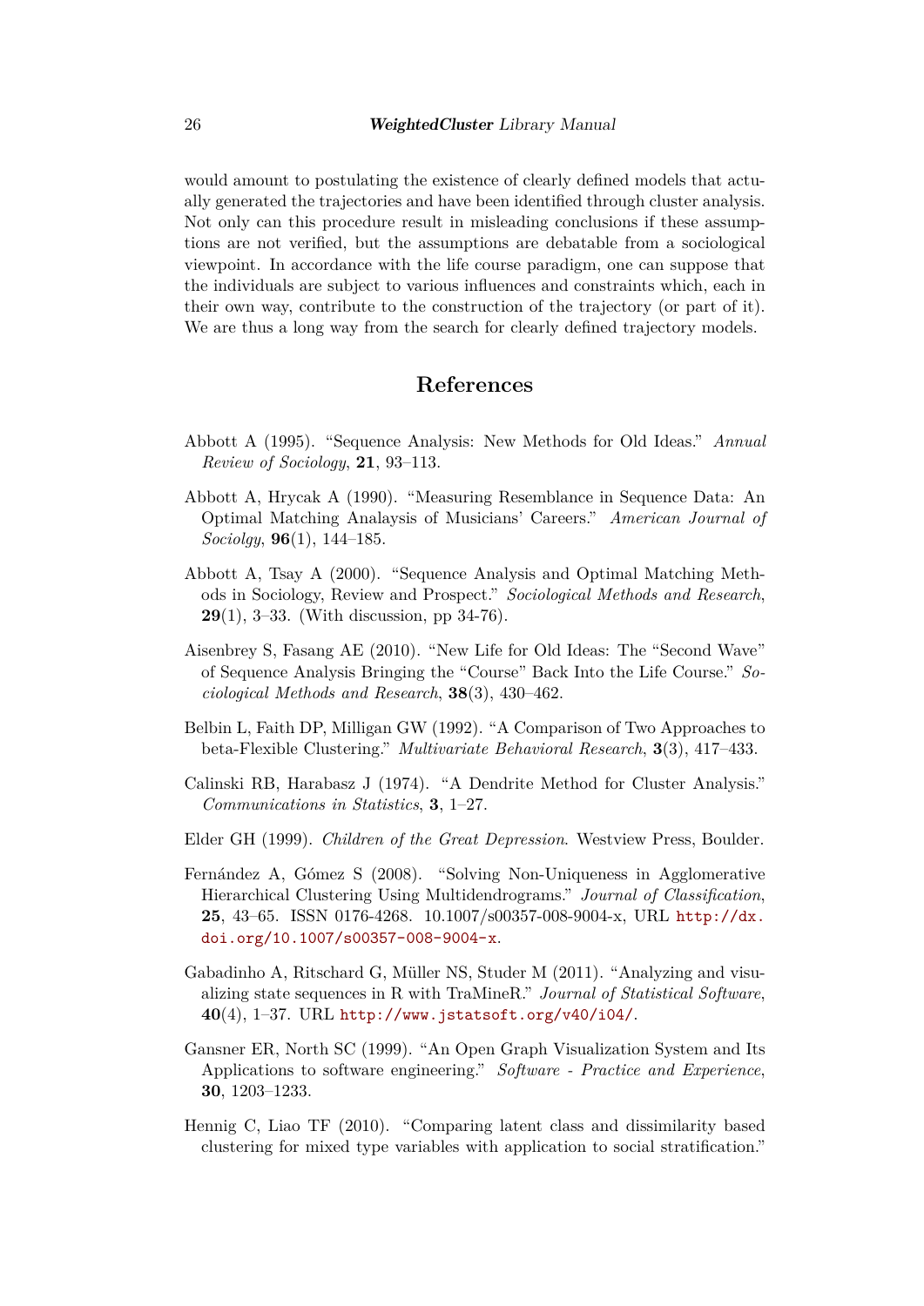would amount to postulating the existence of clearly defined models that actually generated the trajectories and have been identified through cluster analysis. Not only can this procedure result in misleading conclusions if these assumptions are not verified, but the assumptions are debatable from a sociological viewpoint. In accordance with the life course paradigm, one can suppose that the individuals are subject to various influences and constraints which, each in their own way, contribute to the construction of the trajectory (or part of it). We are thus a long way from the search for clearly defined trajectory models.

## References

Abbott A (1995). "Sequence Analysis: New Methods for Old Ideas." *Annual Review of Sociology*, **21**, 93–113.

Abbott A, Hrycak A (1990). "Measuring Resemblance in Sequence Data: An Optimal Matching Analaysis of Musicians' Careers." *American Journal of Sociolgy*, **96**(1), 144–185.

Abbott A, Tsay A (2000). "Sequence Analysis and Optimal Matching Methods in Sociology, Review and Prospect." *Sociological Methods and Research*, **29**(1), 3–33. (With discussion, pp 34-76).

Aisenbrey S, Fasang AE (2010). "New Life for Old Ideas: The "Second Wave" of Sequence Analysis Bringing the "Course" Back Into the Life Course." *Sociological Methods and Research*, **38**(3), 430–462.

Belbin L, Faith DP, Milligan GW (1992). "A Comparison of Two Approaches to beta-Flexible Clustering." *Multivariate Behavioral Research*, **3**(3), 417–433.

Calinski RB, Harabasz J (1974). "A Dendrite Method for Cluster Analysis." *Communications in Statistics*, **3**, 1–27.

Elder GH (1999). *Children of the Great Depression*. Westview Press, Boulder.

Fernández A, Gómez S (2008). "Solving Non-Uniqueness in Agglomerative Hierarchical Clustering Using Multidendrograms." *Journal of Classification*, **25**, 43–65. ISSN 0176-4268. 10.1007/s00357-008-9004-x, URL http://dx.doi.org/10.1007/s00357-008-9004-x.

Gabadinho A, Ritschard G, Müller NS, Studer M (2011). "Analyzing and visualizing state sequences in R with TraMineR." *Journal of Statistical Software*, **40**(4), 1–37. URL http://www.jstatsoft.org/v40/i04/.

Gansner ER, North SC (1999). "An Open Graph Visualization System and Its Applications to software engineering." *Software - Practice and Experience*, **30**, 1203–1233.

Hennig C, Liao TF (2010). "Comparing latent class and dissimilarity based clustering for mixed type variables with application to social stratification."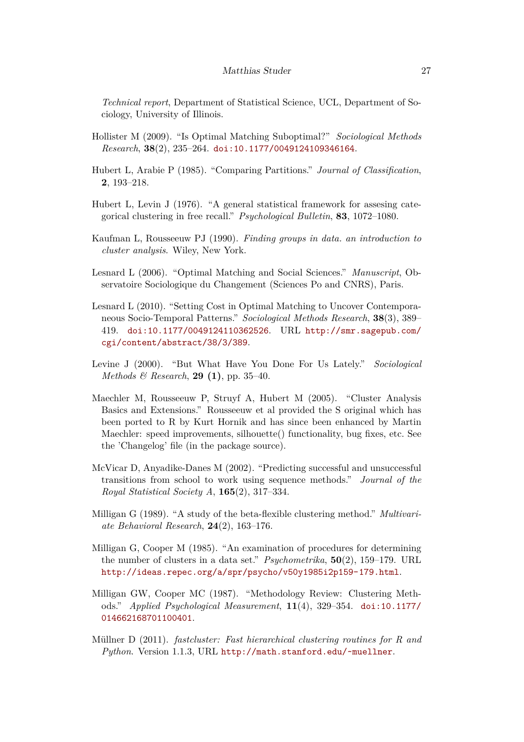*Technical report*, Department of Statistical Science, UCL, Department of Sociology, University of Illinois.

Hollister M (2009). "Is Optimal Matching Suboptimal?" *Sociological Methods Research*, **38**(2), 235–264. doi:10.1177/0049124109346164.

Hubert L, Arabie P (1985). "Comparing Partitions." *Journal of Classification*, **2**, 193–218.

Hubert L, Levin J (1976). "A general statistical framework for assesing categorical clustering in free recall." *Psychological Bulletin*, **83**, 1072–1080.

Kaufman L, Rousseeuw PJ (1990). *Finding groups in data. an introduction to cluster analysis*. Wiley, New York.

Lesnard L (2006). "Optimal Matching and Social Sciences." *Manuscript*, Observatoire Sociologique du Changement (Sciences Po and CNRS), Paris.

Lesnard L (2010). "Setting Cost in Optimal Matching to Uncover Contemporaneous Socio-Temporal Patterns." *Sociological Methods Research*, **38**(3), 389–419. doi:10.1177/0049124110362526. URL http://smr.sagepub.com/cgi/content/abstract/38/3/389.

Levine J (2000). "But What Have You Done For Us Lately." *Sociological Methods & Research*, **29 (1)**, pp. 35–40.

Maechler M, Rousseeuw P, Struyf A, Hubert M (2005). "Cluster Analysis Basics and Extensions." Rousseeuw et al provided the S original which has been ported to R by Kurt Hornik and has since been enhanced by Martin Maechler: speed improvements, silhouette() functionality, bug fixes, etc. See the 'Changelog' file (in the package source).

McVicar D, Anyadike-Danes M (2002). "Predicting successful and unsuccessful transitions from school to work using sequence methods." *Journal of the Royal Statistical Society A*, **165**(2), 317–334.

Milligan G (1989). "A study of the beta-flexible clustering method." *Multivariate Behavioral Research*, **24**(2), 163–176.

Milligan G, Cooper M (1985). "An examination of procedures for determining the number of clusters in a data set." *Psychometrika*, **50**(2), 159–179. URL http://ideas.repec.org/a/spr/psycho/v50y1985i2p159-179.html.

Milligan GW, Cooper MC (1987). "Methodology Review: Clustering Methods." *Applied Psychological Measurement*, **11**(4), 329–354. doi:10.1177/014662168701100401.

Müllner D (2011). *fastcluster: Fast hierarchical clustering routines for R and Python*. Version 1.1.3, URL http://math.stanford.edu/~muellner.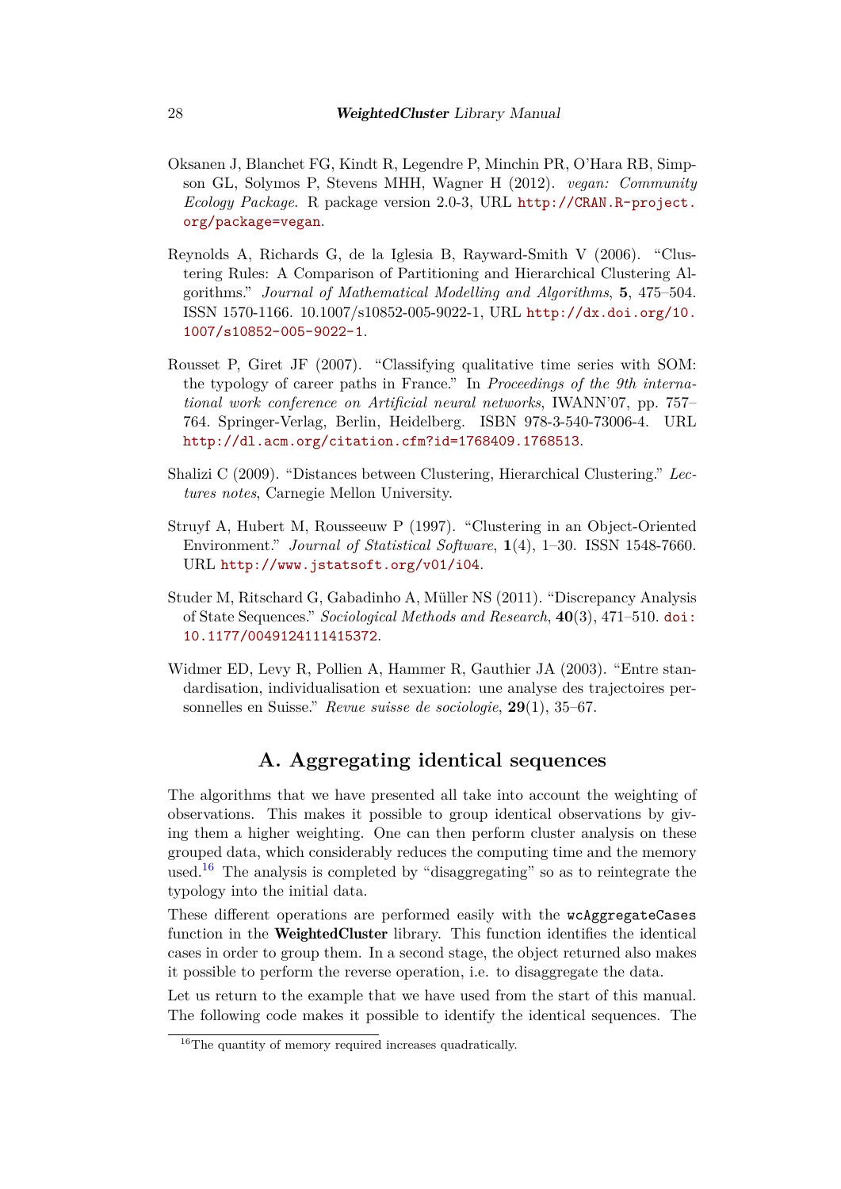Oksanen J, Blanchet FG, Kindt R, Legendre P, Minchin PR, O'Hara RB, Simpson GL, Solymos P, Stevens MHH, Wagner H (2012). *vegan: Community Ecology Package*. R package version 2.0-3, URL http://CRAN.R-project.org/package=vegan.

Reynolds A, Richards G, de la Iglesia B, Rayward-Smith V (2006). "Clustering Rules: A Comparison of Partitioning and Hierarchical Clustering Algorithms." *Journal of Mathematical Modelling and Algorithms*, **5**, 475–504. ISSN 1570-1166. 10.1007/s10852-005-9022-1, URL http://dx.doi.org/10.1007/s10852-005-9022-1.

Rousset P, Giret JF (2007). "Classifying qualitative time series with SOM: the typology of career paths in France." In *Proceedings of the 9th international work conference on Artificial neural networks*, IWANN'07, pp. 757–764. Springer-Verlag, Berlin, Heidelberg. ISBN 978-3-540-73006-4. URL http://dl.acm.org/citation.cfm?id=1768409.1768513.

Shalizi C (2009). "Distances between Clustering, Hierarchical Clustering." *Lectures notes*, Carnegie Mellon University.

Struyf A, Hubert M, Rousseeuw P (1997). "Clustering in an Object-Oriented Environment." *Journal of Statistical Software*, **1**(4), 1–30. ISSN 1548-7660. URL http://www.jstatsoft.org/v01/i04.

Studer M, Ritschard G, Gabadinho A, Müller NS (2011). "Discrepancy Analysis of State Sequences." *Sociological Methods and Research*, **40**(3), 471–510. doi:10.1177/0049124111415372.

Widmer ED, Levy R, Pollien A, Hammer R, Gauthier JA (2003). "Entre standardisation, individualisation et sexuation: une analyse des trajectoires personnelles en Suisse." *Revue suisse de sociologie*, **29**(1), 35–67.

# A. Aggregating identical sequences

The algorithms that we have presented all take into account the weighting of observations. This makes it possible to group identical observations by giving them a higher weighting. One can then perform cluster analysis on these grouped data, which considerably reduces the computing time and the memory used.[16] The analysis is completed by "disaggregating" so as to reintegrate the typology into the initial data.

These different operations are performed easily with the `wcAggregateCases` function in the **WeightedCluster** library. This function identifies the identical cases in order to group them. In a second stage, the object returned also makes it possible to perform the reverse operation, i.e. to disaggregate the data.

Let us return to the example that we have used from the start of this manual. The following code makes it possible to identify the identical sequences. The

[16] The quantity of memory required increases quadratically.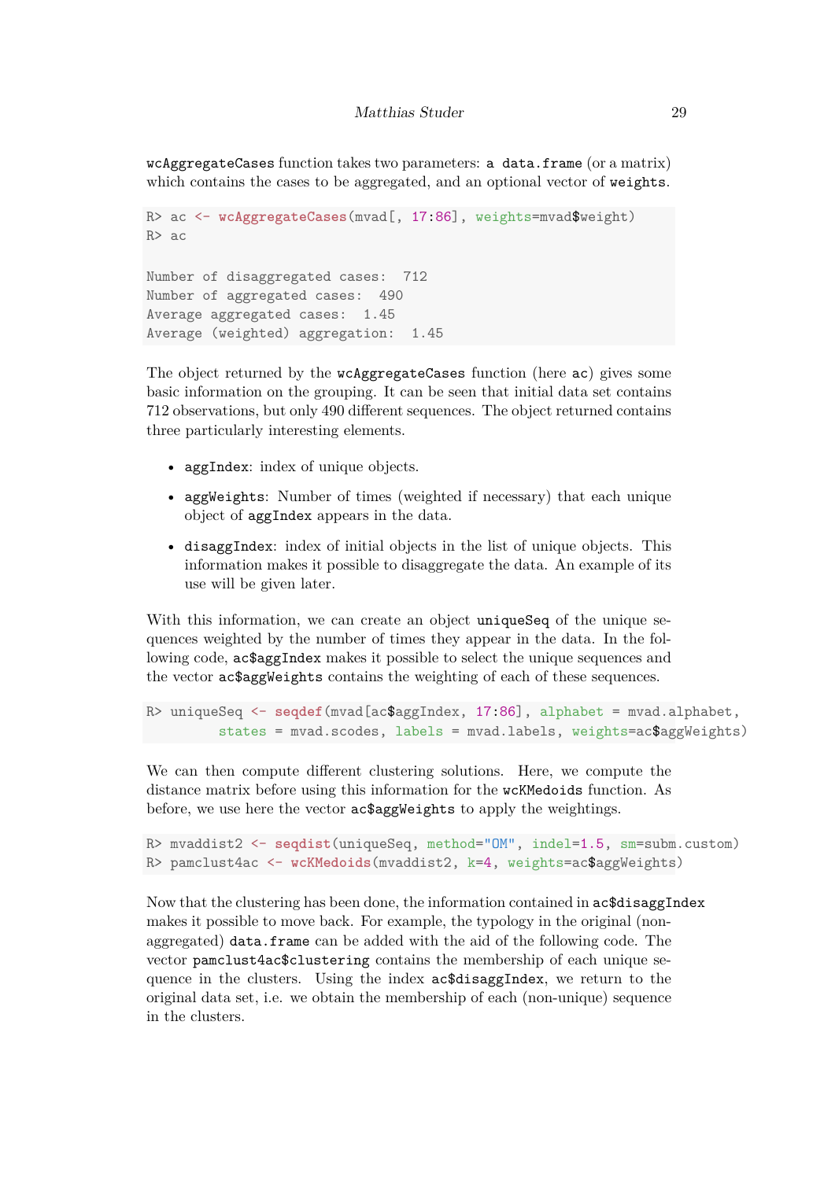`wcAggregateCases` function takes two parameters: a `data.frame` (or a matrix) which contains the cases to be aggregated, and an optional vector of `weights`.

```
R> ac <- wcAggregateCases(mvad[, 17:86], weights=mvad$weight)
R> ac

Number of disaggregated cases:  712
Number of aggregated cases:  490
Average aggregated cases:  1.45
Average (weighted) aggregation:  1.45
```

The object returned by the `wcAggregateCases` function (here `ac`) gives some basic information on the grouping. It can be seen that initial data set contains 712 observations, but only 490 different sequences. The object returned contains three particularly interesting elements.

- `aggIndex`: index of unique objects.
- `aggWeights`: Number of times (weighted if necessary) that each unique object of `aggIndex` appears in the data.
- `disaggIndex`: index of initial objects in the list of unique objects. This information makes it possible to disaggregate the data. An example of its use will be given later.

With this information, we can create an object `uniqueSeq` of the unique sequences weighted by the number of times they appear in the data. In the following code, `ac$aggIndex` makes it possible to select the unique sequences and the vector `ac$aggWeights` contains the weighting of each of these sequences.

```
R> uniqueSeq <- seqdef(mvad[ac$aggIndex, 17:86], alphabet = mvad.alphabet,
        states = mvad.scodes, labels = mvad.labels, weights=ac$aggWeights)
```

We can then compute different clustering solutions. Here, we compute the distance matrix before using this information for the `wcKMedoids` function. As before, we use here the vector `ac$aggWeights` to apply the weightings.

```
R> mvaddist2 <- seqdist(uniqueSeq, method="OM", indel=1.5, sm=subm.custom)
R> pamclust4ac <- wcKMedoids(mvaddist2, k=4, weights=ac$aggWeights)
```

Now that the clustering has been done, the information contained in `ac$disaggIndex` makes it possible to move back. For example, the typology in the original (non-aggregated) `data.frame` can be added with the aid of the following code. The vector `pamclust4ac$clustering` contains the membership of each unique sequence in the clusters. Using the index `ac$disaggIndex`, we return to the original data set, i.e. we obtain the membership of each (non-unique) sequence in the clusters.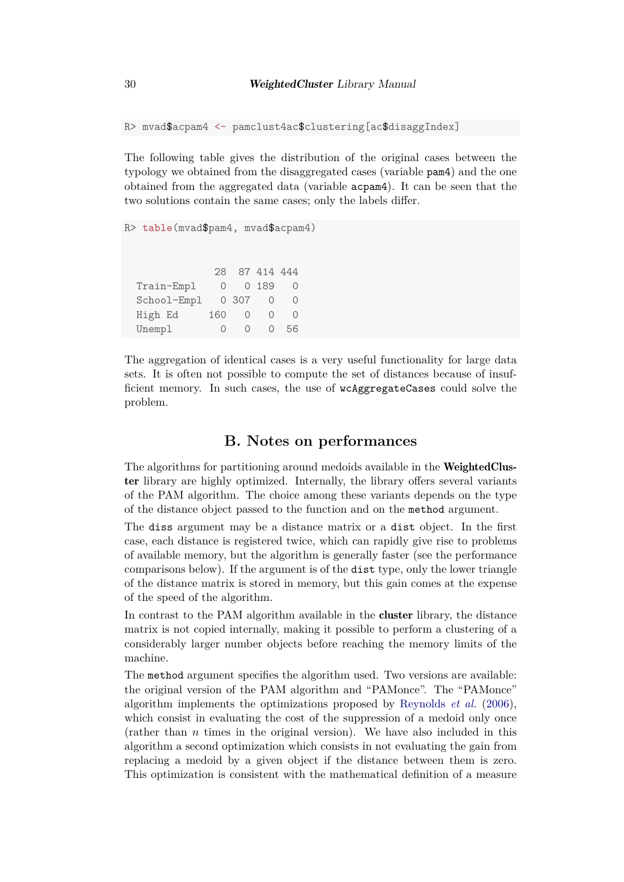```
R> mvad$acpam4 <- pamclust4ac$clustering[ac$disaggIndex]
```

The following table gives the distribution of the original cases between the typology we obtained from the disaggregated cases (variable `pam4`) and the one obtained from the aggregated data (variable `acpam4`). It can be seen that the two solutions contain the same cases; only the labels differ.

```
R> table(mvad$pam4, mvad$acpam4)


              28  87 414 444
  Train-Empl    0   0 189   0
  School-Empl   0 307   0   0
  High Ed     160   0   0   0
  Unempl        0   0   0  56
```

The aggregation of identical cases is a very useful functionality for large data sets. It is often not possible to compute the set of distances because of insufficient memory. In such cases, the use of `wcAggregateCases` could solve the problem.

# B. Notes on performances

The algorithms for partitioning around medoids available in the **WeightedCluster** library are highly optimized. Internally, the library offers several variants of the PAM algorithm. The choice among these variants depends on the type of the distance object passed to the function and on the `method` argument.

The `diss` argument may be a distance matrix or a `dist` object. In the first case, each distance is registered twice, which can rapidly give rise to problems of available memory, but the algorithm is generally faster (see the performance comparisons below). If the argument is of the `dist` type, only the lower triangle of the distance matrix is stored in memory, but this gain comes at the expense of the speed of the algorithm.

In contrast to the PAM algorithm available in the **cluster** library, the distance matrix is not copied internally, making it possible to perform a clustering of a considerably larger number objects before reaching the memory limits of the machine.

The `method` argument specifies the algorithm used. Two versions are available: the original version of the PAM algorithm and "PAMonce". The "PAMonce" algorithm implements the optimizations proposed by Reynolds *et al.* (2006), which consist in evaluating the cost of the suppression of a medoid only once (rather than $n$ times in the original version). We have also included in this algorithm a second optimization which consists in not evaluating the gain from replacing a medoid by a given object if the distance between them is zero. This optimization is consistent with the mathematical definition of a measure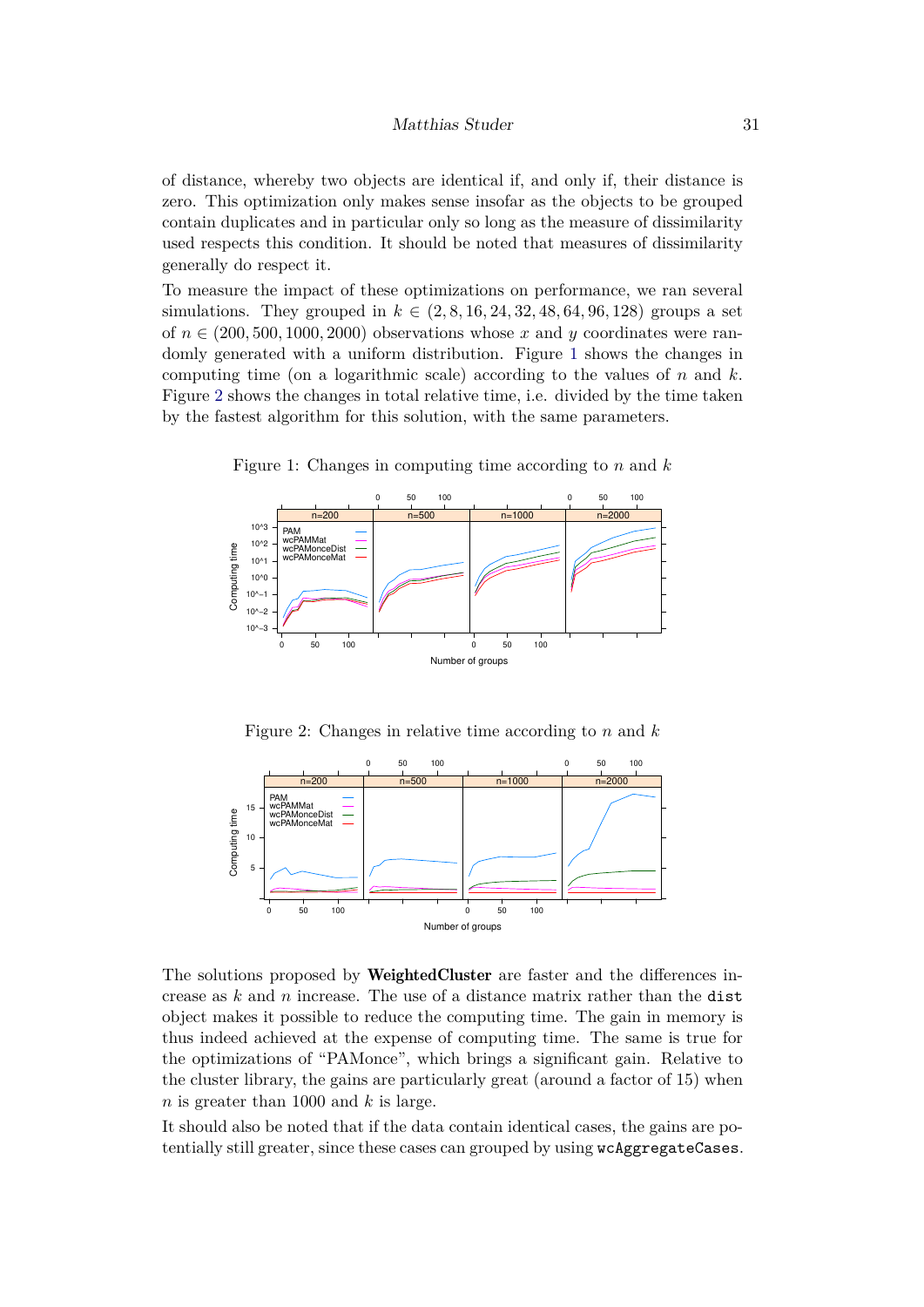of distance, whereby two objects are identical if, and only if, their distance is zero. This optimization only makes sense insofar as the objects to be grouped contain duplicates and in particular only so long as the measure of dissimilarity used respects this condition. It should be noted that measures of dissimilarity generally do respect it.

To measure the impact of these optimizations on performance, we ran several simulations. They grouped in $k \in (2, 8, 16, 24, 32, 48, 64, 96, 128)$ groups a set of $n \in (200, 500, 1000, 2000)$ observations whose $x$ and $y$ coordinates were randomly generated with a uniform distribution. Figure 1 shows the changes in computing time (on a logarithmic scale) according to the values of $n$ and $k$. Figure 2 shows the changes in total relative time, i.e. divided by the time taken by the fastest algorithm for this solution, with the same parameters.

Figure 1: Changes in computing time according to $n$ and $k$

Figure 2: Changes in relative time according to $n$ and $k$

The solutions proposed by **WeightedCluster** are faster and the differences increase as $k$ and $n$ increase. The use of a distance matrix rather than the `dist` object makes it possible to reduce the computing time. The gain in memory is thus indeed achieved at the expense of computing time. The same is true for the optimizations of "PAMonce", which brings a significant gain. Relative to the cluster library, the gains are particularly great (around a factor of 15) when $n$ is greater than 1000 and $k$ is large.

It should also be noted that if the data contain identical cases, the gains are potentially still greater, since these cases can grouped by using `wcAggregateCases`.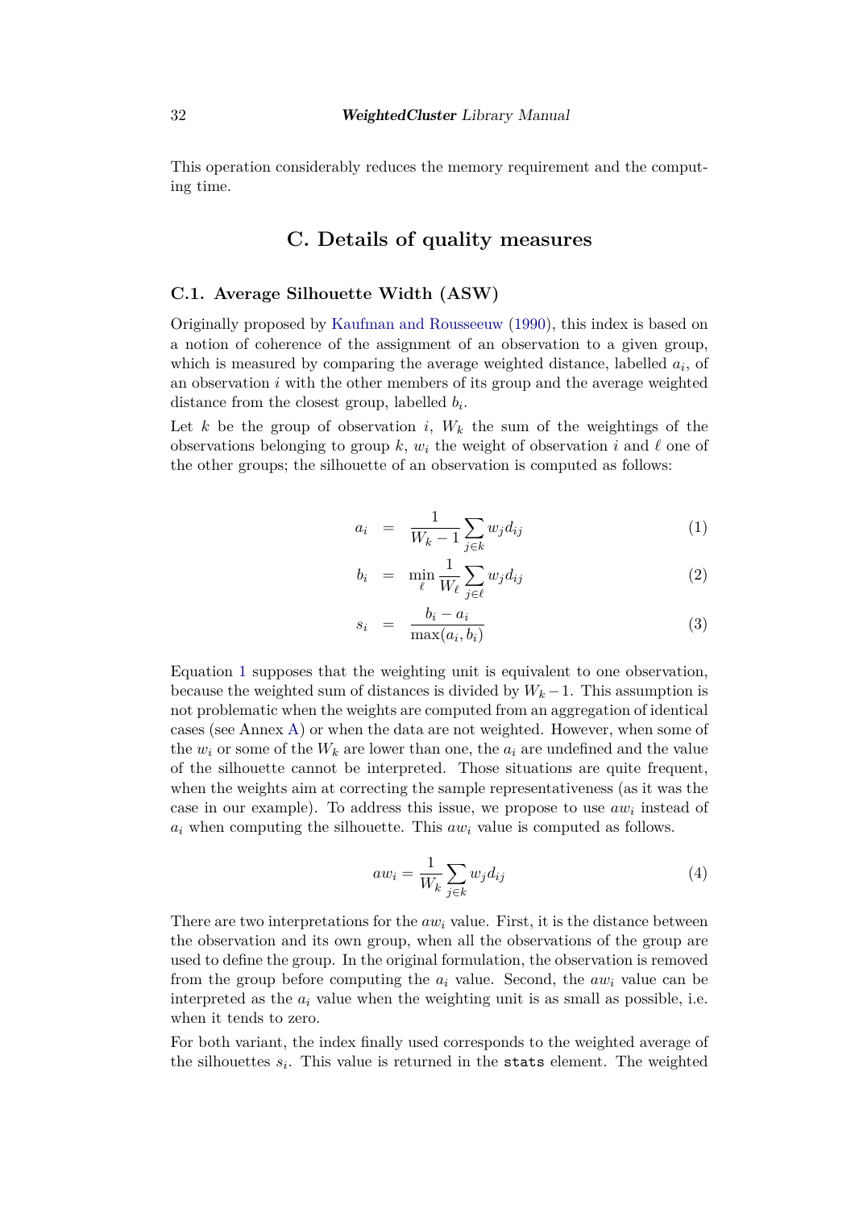This operation considerably reduces the memory requirement and the computing time.

# C. Details of quality measures

## C.1. Average Silhouette Width (ASW)

Originally proposed by Kaufman and Rousseeuw (1990), this index is based on a notion of coherence of the assignment of an observation to a given group, which is measured by comparing the average weighted distance, labelled $a_i$, of an observation $i$ with the other members of its group and the average weighted distance from the closest group, labelled $b_i$.

Let $k$ be the group of observation $i$, $W_k$ the sum of the weightings of the observations belonging to group $k$, $w_i$ the weight of observation $i$ and $\ell$ one of the other groups; the silhouette of an observation is computed as follows:

$$a_i = \frac{1}{W_k - 1} \sum_{j \in k} w_j d_{ij} \quad (1)$$

$$b_i = \min_{\ell} \frac{1}{W_\ell} \sum_{j \in \ell} w_j d_{ij} \quad (2)$$

$$s_i = \frac{b_i - a_i}{\max(a_i, b_i)} \quad (3)$$

Equation 1 supposes that the weighting unit is equivalent to one observation, because the weighted sum of distances is divided by $W_k - 1$. This assumption is not problematic when the weights are computed from an aggregation of identical cases (see Annex A) or when the data are not weighted. However, when some of the $w_i$ or some of the $W_k$ are lower than one, the $a_i$ are undefined and the value of the silhouette cannot be interpreted. Those situations are quite frequent, when the weights aim at correcting the sample representativeness (as it was the case in our example). To address this issue, we propose to use $aw_i$ instead of $a_i$ when computing the silhouette. This $aw_i$ value is computed as follows.

$$aw_i = \frac{1}{W_k} \sum_{j \in k} w_j d_{ij} \quad (4)$$

There are two interpretations for the $aw_i$ value. First, it is the distance between the observation and its own group, when all the observations of the group are used to define the group. In the original formulation, the observation is removed from the group before computing the $a_i$ value. Second, the $aw_i$ value can be interpreted as the $a_i$ value when the weighting unit is as small as possible, i.e. when it tends to zero.

For both variant, the index finally used corresponds to the weighted average of the silhouettes $s_i$. This value is returned in the `stats` element. The weighted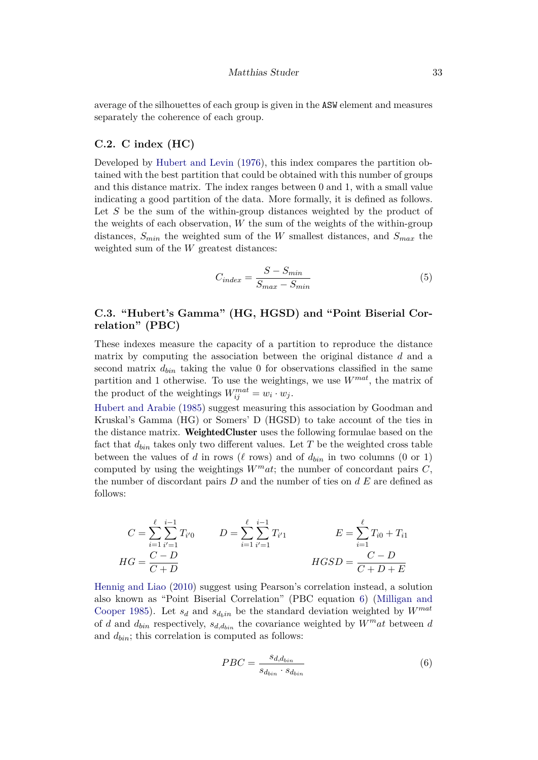average of the silhouettes of each group is given in the ASW element and measures separately the coherence of each group.

## C.2. C index (HC)

Developed by Hubert and Levin (1976), this index compares the partition obtained with the best partition that could be obtained with this number of groups and this distance matrix. The index ranges between 0 and 1, with a small value indicating a good partition of the data. More formally, it is defined as follows. Let $S$ be the sum of the within-group distances weighted by the product of the weights of each observation, $W$ the sum of the weights of the within-group distances, $S_{min}$ the weighted sum of the $W$ smallest distances, and $S_{max}$ the weighted sum of the $W$ greatest distances:

$$C_{index} = \frac{S - S_{min}}{S_{max} - S_{min}} \tag{5}$$

## C.3. "Hubert's Gamma" (HG, HGSD) and "Point Biserial Correlation" (PBC)

These indexes measure the capacity of a partition to reproduce the distance matrix by computing the association between the original distance $d$ and a second matrix $d_{bin}$ taking the value 0 for observations classified in the same partition and 1 otherwise. To use the weightings, we use $W^{mat}$, the matrix of the product of the weightings $W^{mat}_{ij} = w_i \cdot w_j$.

Hubert and Arabie (1985) suggest measuring this association by Goodman and Kruskal's Gamma (HG) or Somers' D (HGSD) to take account of the ties in the distance matrix. **WeightedCluster** uses the following formulae based on the fact that $d_{bin}$ takes only two different values. Let $T$ be the weighted cross table between the values of $d$ in rows ($\ell$ rows) and of $d_{bin}$ in two columns (0 or 1) computed by using the weightings $W^mat$; the number of concordant pairs $C$, the number of discordant pairs $D$ and the number of ties on $d$ $E$ are defined as follows:

$$C = \sum_{i=1}^{\ell} \sum_{i'=1}^{i-1} T_{i'0} \qquad D = \sum_{i=1}^{\ell} \sum_{i'=1}^{i-1} T_{i'1} \qquad E = \sum_{i=1}^{\ell} T_{i0} + T_{i1}$$

$$HG = \frac{C - D}{C + D} \qquad HGSD = \frac{C - D}{C + D + E}$$

Hennig and Liao (2010) suggest using Pearson's correlation instead, a solution also known as "Point Biserial Correlation" (PBC equation 6) (Milligan and Cooper 1985). Let $s_d$ and $s_{d_bin}$ be the standard deviation weighted by $W^{mat}$ of $d$ and $d_{bin}$ respectively, $s_{d,d_{bin}}$ the covariance weighted by $W^mat$ between $d$ and $d_{bin}$; this correlation is computed as follows:

$$PBC = \frac{s_{d,d_{bin}}}{s_{d_{bin}} \cdot s_{d_{bin}}} \tag{6}$$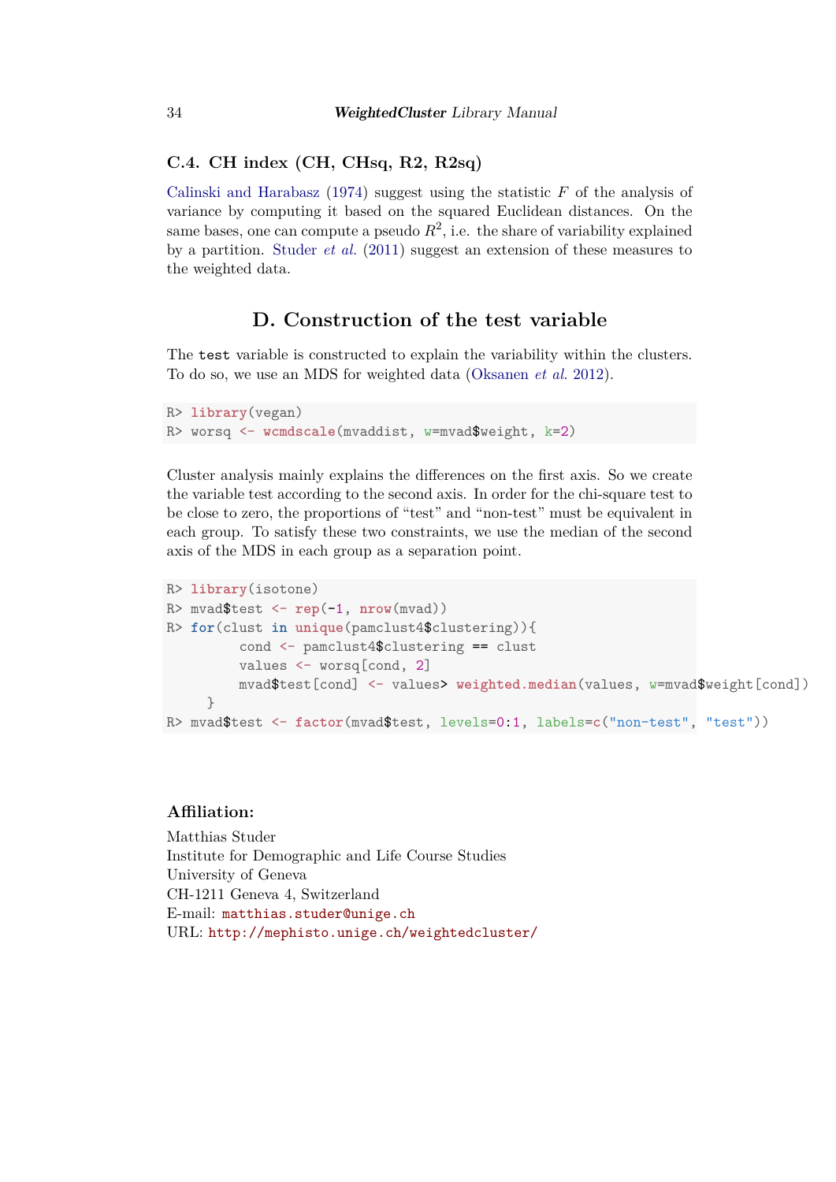### C.4. CH index (CH, CHsq, R2, R2sq)

Calinski and Harabasz (1974) suggest using the statistic $F$ of the analysis of variance by computing it based on the squared Euclidean distances. On the same bases, one can compute a pseudo $R^2$, i.e. the share of variability explained by a partition. Studer *et al.* (2011) suggest an extension of these measures to the weighted data.

## D. Construction of the test variable

The `test` variable is constructed to explain the variability within the clusters. To do so, we use an MDS for weighted data (Oksanen *et al.* 2012).

```
R> library(vegan)
R> worsq <- wcmdscale(mvaddist, w=mvad$weight, k=2)
```

Cluster analysis mainly explains the differences on the first axis. So we create the variable test according to the second axis. In order for the chi-square test to be close to zero, the proportions of "test" and "non-test" must be equivalent in each group. To satisfy these two constraints, we use the median of the second axis of the MDS in each group as a separation point.

```
R> library(isotone)
R> mvad$test <- rep(-1, nrow(mvad))
R> for(clust in unique(pamclust4$clustering)){
        cond <- pamclust4$clustering == clust
        values <- worsq[cond, 2]
        mvad$test[cond] <- values> weighted.median(values, w=mvad$weight[cond])
    }
R> mvad$test <- factor(mvad$test, levels=0:1, labels=c("non-test", "test"))
```

**Affiliation:**

Matthias Studer
Institute for Demographic and Life Course Studies
University of Geneva
CH-1211 Geneva 4, Switzerland
E-mail: matthias.studer@unige.ch
URL: http://mephisto.unige.ch/weightedcluster/